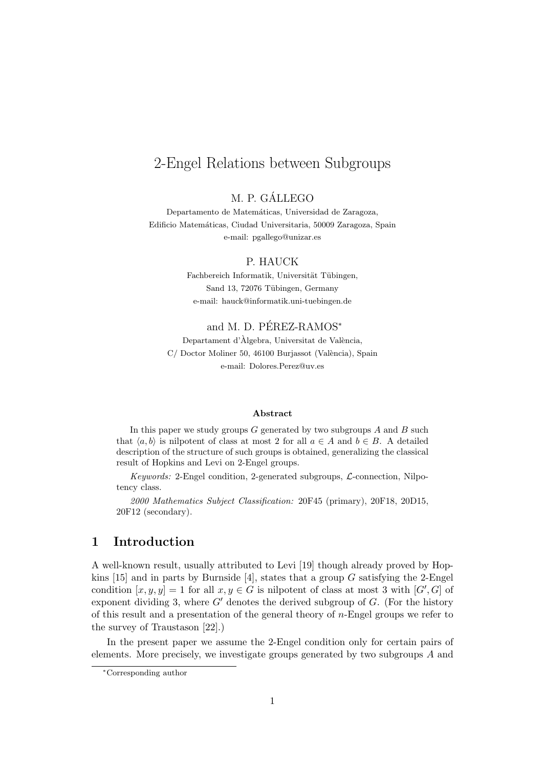# 2-Engel Relations between Subgroups

M. P. GÁLLEGO

Departamento de Matemáticas, Universidad de Zaragoza,
Edificio Matemáticas, Ciudad Universitaria, 50009 Zaragoza, Spain
e-mail: pgallego@unizar.es

P. HAUCK

Fachbereich Informatik, Universität Tübingen,
Sand 13, 72076 Tübingen, Germany
e-mail: hauck@informatik.uni-tuebingen.de

and M. D. PÉREZ-RAMOS*

Departament d'Àlgebra, Universitat de València,
C/ Doctor Moliner 50, 46100 Burjassot (València), Spain
e-mail: Dolores.Perez@uv.es

**Abstract**

In this paper we study groups $G$ generated by two subgroups $A$ and $B$ such that $\langle a, b\rangle$ is nilpotent of class at most 2 for all $a \in A$ and $b \in B$. A detailed description of the structure of such groups is obtained, generalizing the classical result of Hopkins and Levi on 2-Engel groups.

*Keywords:* 2-Engel condition, 2-generated subgroups, $\mathcal{L}$-connection, Nilpotency class.

*2000 Mathematics Subject Classification:* 20F45 (primary), 20F18, 20D15, 20F12 (secondary).

## 1 Introduction

A well-known result, usually attributed to Levi [19] though already proved by Hopkins [15] and in parts by Burnside [4], states that a group $G$ satisfying the 2-Engel condition $[x, y, y] = 1$ for all $x, y \in G$ is nilpotent of class at most 3 with $[G', G]$ of exponent dividing 3, where $G'$ denotes the derived subgroup of $G$. (For the history of this result and a presentation of the general theory of $n$-Engel groups we refer to the survey of Traustason [22].)

In the present paper we assume the 2-Engel condition only for certain pairs of elements. More precisely, we investigate groups generated by two subgroups $A$ and

*Corresponding author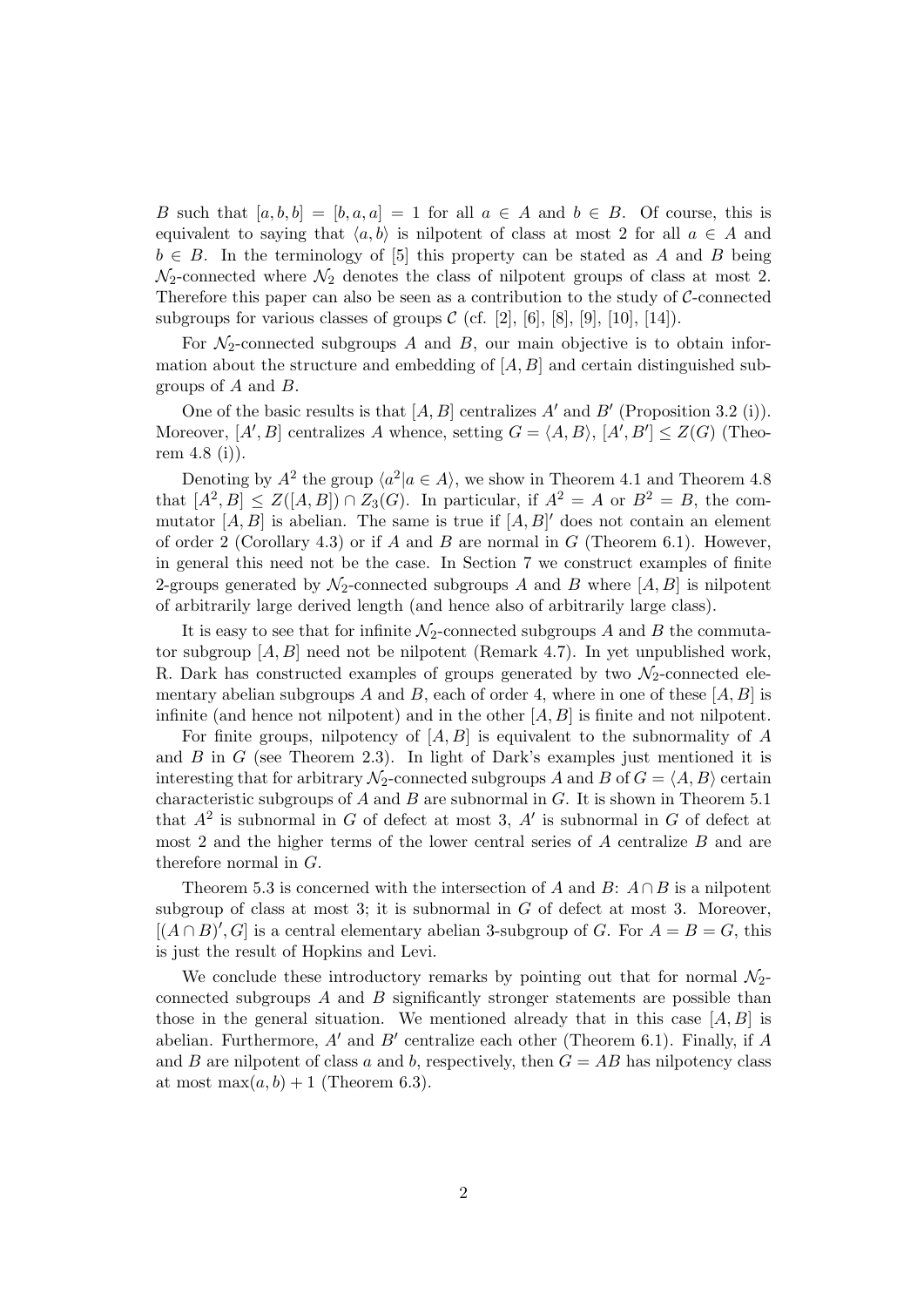$B$ such that $[a, b, b] = [b, a, a] = 1$ for all $a \in A$ and $b \in B$. Of course, this is equivalent to saying that $\langle a, b \rangle$ is nilpotent of class at most 2 for all $a \in A$ and $b \in B$. In the terminology of [5] this property can be stated as $A$ and $B$ being $\mathcal{N}_2$-connected where $\mathcal{N}_2$ denotes the class of nilpotent groups of class at most 2. Therefore this paper can also be seen as a contribution to the study of $\mathcal{C}$-connected subgroups for various classes of groups $\mathcal{C}$ (cf. [2], [6], [8], [9], [10], [14]).

For $\mathcal{N}_2$-connected subgroups $A$ and $B$, our main objective is to obtain information about the structure and embedding of $[A, B]$ and certain distinguished subgroups of $A$ and $B$.

One of the basic results is that $[A, B]$ centralizes $A'$ and $B'$ (Proposition 3.2 (i)). Moreover, $[A', B]$ centralizes $A$ whence, setting $G = \langle A, B \rangle$, $[A', B'] \leq Z(G)$ (Theorem 4.8 (i)).

Denoting by $A^2$ the group $\langle a^2 | a \in A \rangle$, we show in Theorem 4.1 and Theorem 4.8 that $[A^2, B] \leq Z([A, B]) \cap Z_3(G)$. In particular, if $A^2 = A$ or $B^2 = B$, the commutator $[A, B]$ is abelian. The same is true if $[A, B]'$ does not contain an element of order 2 (Corollary 4.3) or if $A$ and $B$ are normal in $G$ (Theorem 6.1). However, in general this need not be the case. In Section 7 we construct examples of finite 2-groups generated by $\mathcal{N}_2$-connected subgroups $A$ and $B$ where $[A, B]$ is nilpotent of arbitrarily large derived length (and hence also of arbitrarily large class).

It is easy to see that for infinite $\mathcal{N}_2$-connected subgroups $A$ and $B$ the commutator subgroup $[A, B]$ need not be nilpotent (Remark 4.7). In yet unpublished work, R. Dark has constructed examples of groups generated by two $\mathcal{N}_2$-connected elementary abelian subgroups $A$ and $B$, each of order 4, where in one of these $[A, B]$ is infinite (and hence not nilpotent) and in the other $[A, B]$ is finite and not nilpotent.

For finite groups, nilpotency of $[A, B]$ is equivalent to the subnormality of $A$ and $B$ in $G$ (see Theorem 2.3). In light of Dark's examples just mentioned it is interesting that for arbitrary $\mathcal{N}_2$-connected subgroups $A$ and $B$ of $G = \langle A, B \rangle$ certain characteristic subgroups of $A$ and $B$ are subnormal in $G$. It is shown in Theorem 5.1 that $A^2$ is subnormal in $G$ of defect at most 3, $A'$ is subnormal in $G$ of defect at most 2 and the higher terms of the lower central series of $A$ centralize $B$ and are therefore normal in $G$.

Theorem 5.3 is concerned with the intersection of $A$ and $B$: $A \cap B$ is a nilpotent subgroup of class at most 3; it is subnormal in $G$ of defect at most 3. Moreover, $[(A \cap B)', G]$ is a central elementary abelian 3-subgroup of $G$. For $A = B = G$, this is just the result of Hopkins and Levi.

We conclude these introductory remarks by pointing out that for normal $\mathcal{N}_2$-connected subgroups $A$ and $B$ significantly stronger statements are possible than those in the general situation. We mentioned already that in this case $[A, B]$ is abelian. Furthermore, $A'$ and $B'$ centralize each other (Theorem 6.1). Finally, if $A$ and $B$ are nilpotent of class $a$ and $b$, respectively, then $G = AB$ has nilpotency class at most $\max(a, b) + 1$ (Theorem 6.3).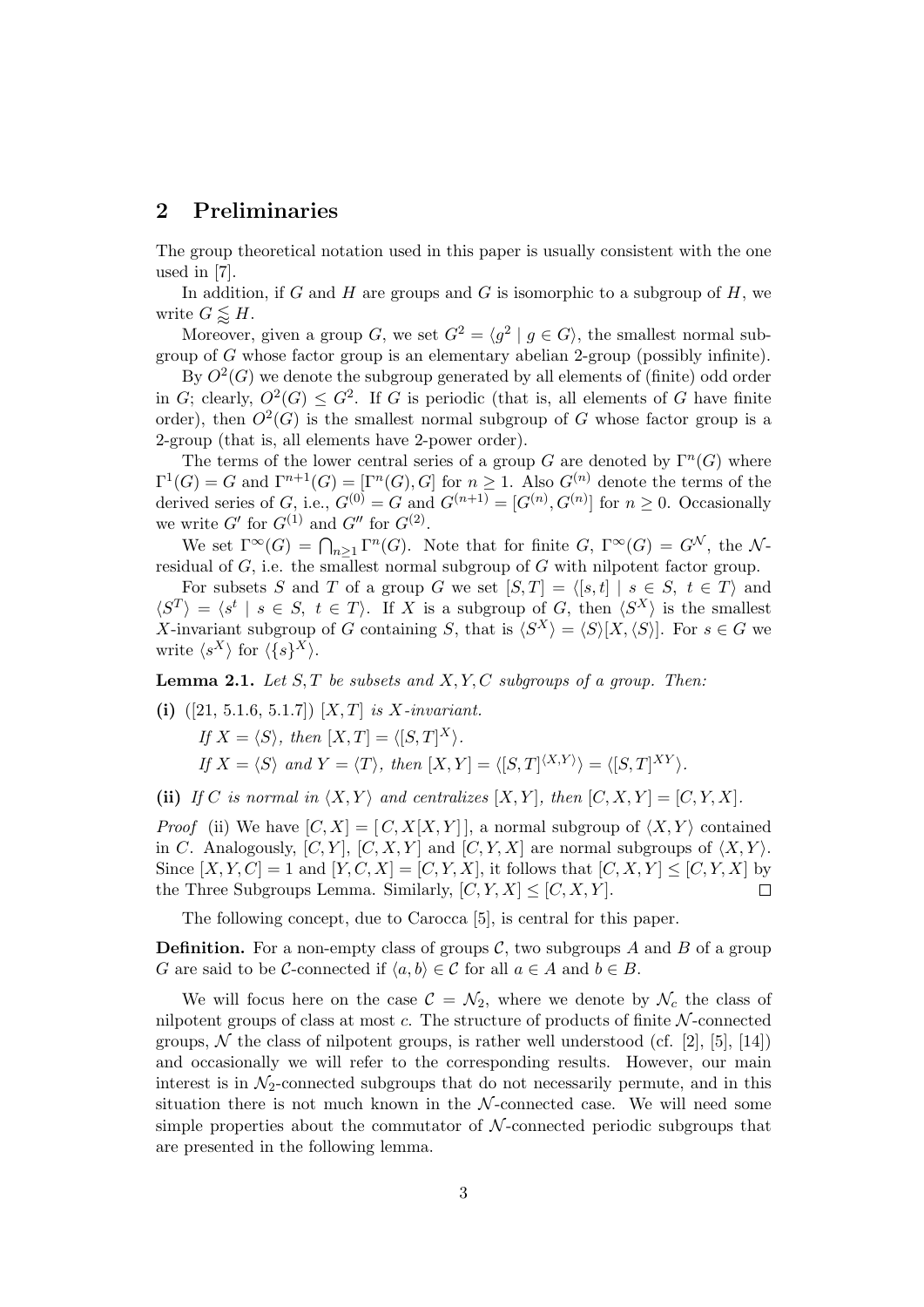## 2 Preliminaries

The group theoretical notation used in this paper is usually consistent with the one used in [7].

In addition, if $G$ and $H$ are groups and $G$ is isomorphic to a subgroup of $H$, we write $G \lessapprox H$.

Moreover, given a group $G$, we set $G^2 = \langle g^2 \mid g \in G \rangle$, the smallest normal subgroup of $G$ whose factor group is an elementary abelian 2-group (possibly infinite).

By $O^2(G)$ we denote the subgroup generated by all elements of (finite) odd order in $G$; clearly, $O^2(G) \leq G^2$. If $G$ is periodic (that is, all elements of $G$ have finite order), then $O^2(G)$ is the smallest normal subgroup of $G$ whose factor group is a 2-group (that is, all elements have 2-power order).

The terms of the lower central series of a group $G$ are denoted by $\Gamma^n(G)$ where $\Gamma^1(G) = G$ and $\Gamma^{n+1}(G) = [\Gamma^n(G), G]$ for $n \geq 1$. Also $G^{(n)}$ denote the terms of the derived series of $G$, i.e., $G^{(0)} = G$ and $G^{(n+1)} = [G^{(n)}, G^{(n)}]$ for $n \geq 0$. Occasionally we write $G'$ for $G^{(1)}$ and $G''$ for $G^{(2)}$.

We set $\Gamma^\infty(G) = \bigcap_{n \geq 1} \Gamma^n(G)$. Note that for finite $G$, $\Gamma^\infty(G) = G^{\mathcal{N}}$, the $\mathcal{N}$-residual of $G$, i.e. the smallest normal subgroup of $G$ with nilpotent factor group.

For subsets $S$ and $T$ of a group $G$ we set $[S, T] = \langle [s, t] \mid s \in S,\ t \in T \rangle$ and $\langle S^T \rangle = \langle s^t \mid s \in S,\ t \in T \rangle$. If $X$ is a subgroup of $G$, then $\langle S^X \rangle$ is the smallest $X$-invariant subgroup of $G$ containing $S$, that is $\langle S^X \rangle = \langle S \rangle [X, \langle S \rangle]$. For $s \in G$ we write $\langle s^X \rangle$ for $\langle \{s\}^X \rangle$.

**Lemma 2.1.** *Let $S, T$ be subsets and $X, Y, C$ subgroups of a group. Then:*

**(i)** ([21, 5.1.6, 5.1.7]) *$[X, T]$ is $X$-invariant.*

*If $X = \langle S \rangle$, then $[X, T] = \langle [S, T]^X \rangle$.*

*If $X = \langle S \rangle$ and $Y = \langle T \rangle$, then $[X, Y] = \langle [S, T]^{\langle X, Y \rangle} \rangle = \langle [S, T]^{XY} \rangle$.*

**(ii)** *If $C$ is normal in $\langle X, Y \rangle$ and centralizes $[X, Y]$, then $[C, X, Y] = [C, Y, X]$.*

*Proof* (ii) We have $[C, X] = [\,C, X[X, Y]\,]$, a normal subgroup of $\langle X, Y \rangle$ contained in $C$. Analogously, $[C, Y]$, $[C, X, Y]$ and $[C, Y, X]$ are normal subgroups of $\langle X, Y \rangle$. Since $[X, Y, C] = 1$ and $[Y, C, X] = [C, Y, X]$, it follows that $[C, X, Y] \leq [C, Y, X]$ by the Three Subgroups Lemma. Similarly, $[C, Y, X] \leq [C, X, Y]$. $\square$

The following concept, due to Carocca [5], is central for this paper.

**Definition.** For a non-empty class of groups $\mathcal{C}$, two subgroups $A$ and $B$ of a group $G$ are said to be $\mathcal{C}$-connected if $\langle a, b \rangle \in \mathcal{C}$ for all $a \in A$ and $b \in B$.

We will focus here on the case $\mathcal{C} = \mathcal{N}_2$, where we denote by $\mathcal{N}_c$ the class of nilpotent groups of class at most $c$. The structure of products of finite $\mathcal{N}$-connected groups, $\mathcal{N}$ the class of nilpotent groups, is rather well understood (cf. [2], [5], [14]) and occasionally we will refer to the corresponding results. However, our main interest is in $\mathcal{N}_2$-connected subgroups that do not necessarily permute, and in this situation there is not much known in the $\mathcal{N}$-connected case. We will need some simple properties about the commutator of $\mathcal{N}$-connected periodic subgroups that are presented in the following lemma.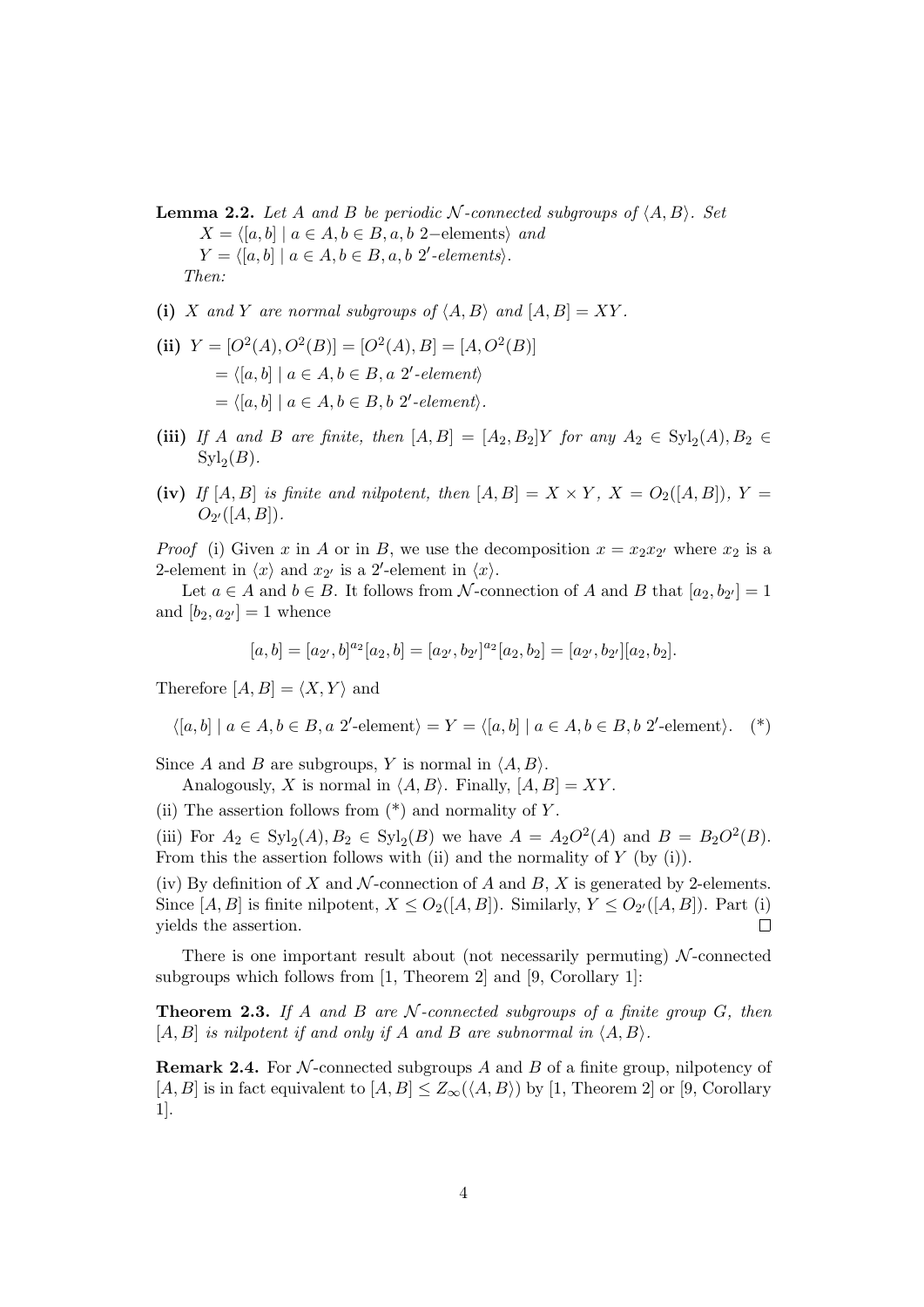**Lemma 2.2.** *Let $A$ and $B$ be periodic $\mathcal{N}$-connected subgroups of $\langle A, B\rangle$. Set*
$X = \langle [a,b] \mid a \in A, b \in B, a, b \text{ 2-elements}\rangle$ *and*
$Y = \langle [a,b] \mid a \in A, b \in B, a, b \text{ 2}'\text{-elements}\rangle$.
*Then:*

**(i)** *$X$ and $Y$ are normal subgroups of $\langle A, B\rangle$ and $[A, B] = XY$.*

**(ii)** $Y = [O^2(A), O^2(B)] = [O^2(A), B] = [A, O^2(B)]$
$= \langle [a,b] \mid a \in A, b \in B, a \text{ 2}'\text{-element}\rangle$
$= \langle [a,b] \mid a \in A, b \in B, b \text{ 2}'\text{-element}\rangle$.

**(iii)** *If $A$ and $B$ are finite, then $[A, B] = [A_2, B_2]Y$ for any $A_2 \in \mathrm{Syl}_2(A), B_2 \in \mathrm{Syl}_2(B)$.*

**(iv)** *If $[A, B]$ is finite and nilpotent, then $[A, B] = X \times Y$, $X = O_2([A, B])$, $Y = O_{2'}([A, B])$.*

*Proof* (i) Given $x$ in $A$ or in $B$, we use the decomposition $x = x_2 x_{2'}$ where $x_2$ is a 2-element in $\langle x\rangle$ and $x_{2'}$ is a $2'$-element in $\langle x\rangle$.

Let $a \in A$ and $b \in B$. It follows from $\mathcal{N}$-connection of $A$ and $B$ that $[a_2, b_{2'}] = 1$ and $[b_2, a_{2'}] = 1$ whence

$$[a, b] = [a_{2'}, b]^{a_2}[a_2, b] = [a_{2'}, b_{2'}]^{a_2}[a_2, b_2] = [a_{2'}, b_{2'}][a_2, b_2].$$

Therefore $[A, B] = \langle X, Y\rangle$ and

$$\langle [a,b] \mid a \in A, b \in B, a \text{ 2}'\text{-element}\rangle = Y = \langle [a,b] \mid a \in A, b \in B, b \text{ 2}'\text{-element}\rangle. \quad (*)$$

Since $A$ and $B$ are subgroups, $Y$ is normal in $\langle A, B\rangle$.

Analogously, $X$ is normal in $\langle A, B\rangle$. Finally, $[A, B] = XY$.

(ii) The assertion follows from (\*) and normality of $Y$.

(iii) For $A_2 \in \mathrm{Syl}_2(A), B_2 \in \mathrm{Syl}_2(B)$ we have $A = A_2 O^2(A)$ and $B = B_2 O^2(B)$. From this the assertion follows with (ii) and the normality of $Y$ (by (i)).

(iv) By definition of $X$ and $\mathcal{N}$-connection of $A$ and $B$, $X$ is generated by 2-elements. Since $[A, B]$ is finite nilpotent, $X \le O_2([A, B])$. Similarly, $Y \le O_{2'}([A, B])$. Part (i) yields the assertion. $\square$

There is one important result about (not necessarily permuting) $\mathcal{N}$-connected subgroups which follows from [1, Theorem 2] and [9, Corollary 1]:

**Theorem 2.3.** *If $A$ and $B$ are $\mathcal{N}$-connected subgroups of a finite group $G$, then $[A, B]$ is nilpotent if and only if $A$ and $B$ are subnormal in $\langle A, B\rangle$.*

**Remark 2.4.** For $\mathcal{N}$-connected subgroups $A$ and $B$ of a finite group, nilpotency of $[A, B]$ is in fact equivalent to $[A, B] \le Z_\infty(\langle A, B\rangle)$ by [1, Theorem 2] or [9, Corollary 1].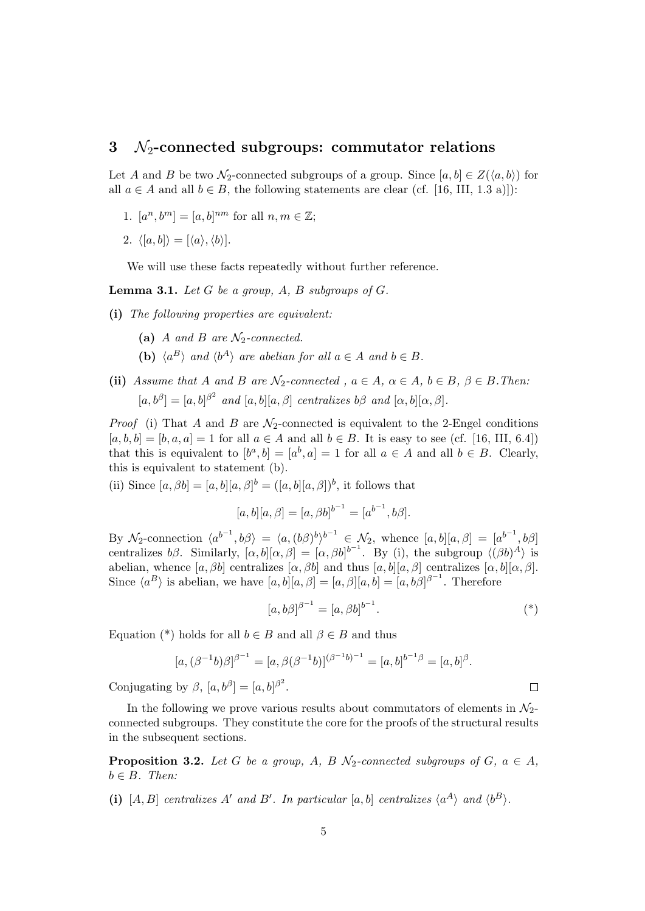## 3 $\mathcal{N}_2$-connected subgroups: commutator relations

Let $A$ and $B$ be two $\mathcal{N}_2$-connected subgroups of a group. Since $[a,b] \in Z(\langle a,b\rangle)$ for all $a \in A$ and all $b \in B$, the following statements are clear (cf. [16, III, 1.3 a)]):

1. $[a^n, b^m] = [a,b]^{nm}$ for all $n, m \in \mathbb{Z}$;
2. $\langle [a,b]\rangle = [\langle a\rangle, \langle b\rangle]$.

We will use these facts repeatedly without further reference.

**Lemma 3.1.** *Let $G$ be a group, $A$, $B$ subgroups of $G$.*

**(i)** *The following properties are equivalent:*

- **(a)** *$A$ and $B$ are $\mathcal{N}_2$-connected.*
- **(b)** *$\langle a^B\rangle$ and $\langle b^A\rangle$ are abelian for all $a \in A$ and $b \in B$.*

**(ii)** *Assume that $A$ and $B$ are $\mathcal{N}_2$-connected , $a \in A$, $\alpha \in A$, $b \in B$, $\beta \in B$. Then: $[a, b^\beta] = [a,b]^{\beta^2}$ and $[a,b][a,\beta]$ centralizes $b\beta$ and $[\alpha, b][\alpha,\beta]$.*

*Proof* (i) That $A$ and $B$ are $\mathcal{N}_2$-connected is equivalent to the 2-Engel conditions $[a,b,b] = [b,a,a] = 1$ for all $a \in A$ and all $b \in B$. It is easy to see (cf. [16, III, 6.4]) that this is equivalent to $[b^a, b] = [a^b, a] = 1$ for all $a \in A$ and all $b \in B$. Clearly, this is equivalent to statement (b).

(ii) Since $[a, \beta b] = [a,b][a,\beta]^b = ([a,b][a,\beta])^b$, it follows that

$$[a,b][a,\beta] = [a, \beta b]^{b^{-1}} = [a^{b^{-1}}, b\beta].$$

By $\mathcal{N}_2$-connection $\langle a^{b^{-1}}, b\beta\rangle = \langle a, (b\beta)^b\rangle^{b^{-1}} \in \mathcal{N}_2$, whence $[a,b][a,\beta] = [a^{b^{-1}}, b\beta]$ centralizes $b\beta$. Similarly, $[\alpha, b][\alpha,\beta] = [\alpha, \beta b]^{b^{-1}}$. By (i), the subgroup $\langle (\beta b)^A\rangle$ is abelian, whence $[a, \beta b]$ centralizes $[\alpha, \beta b]$ and thus $[a,b][a,\beta]$ centralizes $[\alpha, b][\alpha,\beta]$. Since $\langle a^B\rangle$ is abelian, we have $[a,b][a,\beta] = [a,\beta][a,b] = [a, b\beta]^{\beta^{-1}}$. Therefore

$$[a, b\beta]^{\beta^{-1}} = [a, \beta b]^{b^{-1}}. \qquad (*)$$

Equation (\*) holds for all $b \in B$ and all $\beta \in B$ and thus

$$[a, (\beta^{-1}b)\beta]^{\beta^{-1}} = [a, \beta(\beta^{-1}b)]^{(\beta^{-1}b)^{-1}} = [a,b]^{b^{-1}\beta} = [a,b]^\beta.$$

Conjugating by $\beta$, $[a, b^\beta] = [a,b]^{\beta^2}$. $\square$

In the following we prove various results about commutators of elements in $\mathcal{N}_2$-connected subgroups. They constitute the core for the proofs of the structural results in the subsequent sections.

**Proposition 3.2.** *Let $G$ be a group, $A$, $B$ $\mathcal{N}_2$-connected subgroups of $G$, $a \in A$, $b \in B$. Then:*

**(i)** *$[A,B]$ centralizes $A'$ and $B'$. In particular $[a,b]$ centralizes $\langle a^A\rangle$ and $\langle b^B\rangle$.*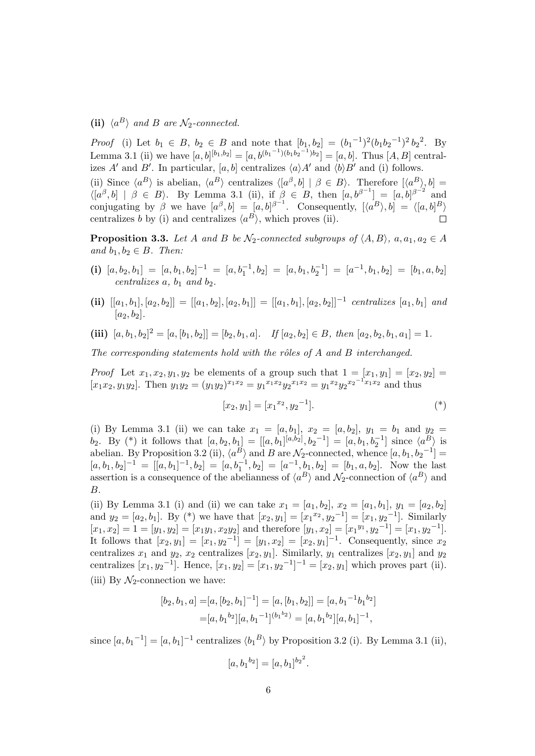**(ii)** $\langle a^B \rangle$ *and* $B$ *are* $\mathcal{N}_2$*-connected.*

*Proof* (i) Let $b_1 \in B$, $b_2 \in B$ and note that $[b_1, b_2] = ({b_1}^{-1})^2 (b_1 {b_2}^{-1})^2 {b_2}^2$. By Lemma 3.1 (ii) we have $[a, b]^{[b_1, b_2]} = [a, b^{({b_1}^{-1})(b_1 {b_2}^{-1}) b_2}] = [a, b]$. Thus $[A, B]$ centralizes $A'$ and $B'$. In particular, $[a, b]$ centralizes $\langle a \rangle A'$ and $\langle b \rangle B'$ and (i) follows.

(ii) Since $\langle a^B \rangle$ is abelian, $\langle a^B \rangle$ centralizes $\langle [a^\beta, b] \mid \beta \in B \rangle$. Therefore $[\langle a^B \rangle, b] = \langle [a^\beta, b] \mid \beta \in B \rangle$. By Lemma 3.1 (ii), if $\beta \in B$, then $[a, b^{\beta^{-1}}] = [a, b]^{\beta^{-2}}$ and conjugating by $\beta$ we have $[a^\beta, b] = [a, b]^{\beta^{-1}}$. Consequently, $[\langle a^B \rangle, b] = \langle [a, b]^B \rangle$ centralizes $b$ by (i) and centralizes $\langle a^B \rangle$, which proves (ii). $\square$

**Proposition 3.3.** *Let* $A$ *and* $B$ *be* $\mathcal{N}_2$*-connected subgroups of* $\langle A, B \rangle$*,* $a, a_1, a_2 \in A$ *and* $b_1, b_2 \in B$*. Then:*

**(i)** $[a, b_2, b_1] = [a, b_1, b_2]^{-1} = [a, b_1^{-1}, b_2] = [a, b_1, b_2^{-1}] = [a^{-1}, b_1, b_2] = [b_1, a, b_2]$ *centralizes* $a$*,* $b_1$ *and* $b_2$*.*

**(ii)** $[[a_1, b_1], [a_2, b_2]] = [[a_1, b_2], [a_2, b_1]] = [[a_1, b_1], [a_2, b_2]]^{-1}$ *centralizes* $[a_1, b_1]$ *and* $[a_2, b_2]$*.*

**(iii)** $[a, b_1, b_2]^2 = [a, [b_1, b_2]] = [b_2, b_1, a]$*. If* $[a_2, b_2] \in B$*, then* $[a_2, b_2, b_1, a_1] = 1$*.*

*The corresponding statements hold with the rôles of* $A$ *and* $B$ *interchanged.*

*Proof* Let $x_1, x_2, y_1, y_2$ be elements of a group such that $1 = [x_1, y_1] = [x_2, y_2] = [x_1 x_2, y_1 y_2]$. Then $y_1 y_2 = (y_1 y_2)^{x_1 x_2} = {y_1}^{x_1 x_2} {y_2}^{x_1 x_2} = {y_1}^{x_2} {y_2}^{{x_2}^{-1} x_1 x_2}$ and thus

$$[x_2, y_1] = [{x_1}^{x_2}, {y_2}^{-1}]. \qquad (*)$$

(i) By Lemma 3.1 (ii) we can take $x_1 = [a, b_1]$, $x_2 = [a, b_2]$, $y_1 = b_1$ and $y_2 = b_2$. By (\*) it follows that $[a, b_2, b_1] = [[a, b_1]^{[a, b_2]}, {b_2}^{-1}] = [a, b_1, b_2^{-1}]$ since $\langle a^B \rangle$ is abelian. By Proposition 3.2 (ii), $\langle a^B \rangle$ and $B$ are $\mathcal{N}_2$-connected, whence $[a, b_1, {b_2}^{-1}] = [a, b_1, b_2]^{-1} = [[a, b_1]^{-1}, b_2] = [a, b_1^{-1}, b_2] = [a^{-1}, b_1, b_2] = [b_1, a, b_2]$. Now the last assertion is a consequence of the abelianness of $\langle a^B \rangle$ and $\mathcal{N}_2$-connection of $\langle a^B \rangle$ and $B$.

(ii) By Lemma 3.1 (i) and (ii) we can take $x_1 = [a_1, b_2]$, $x_2 = [a_1, b_1]$, $y_1 = [a_2, b_2]$ and $y_2 = [a_2, b_1]$. By (\*) we have that $[x_2, y_1] = [{x_1}^{x_2}, {y_2}^{-1}] = [x_1, {y_2}^{-1}]$. Similarly $[x_1, x_2] = 1 = [y_1, y_2] = [x_1 y_1, x_2 y_2]$ and therefore $[y_1, x_2] = [{x_1}^{y_1}, {y_2}^{-1}] = [x_1, {y_2}^{-1}]$. It follows that $[x_2, y_1] = [x_1, {y_2}^{-1}] = [y_1, x_2] = [x_2, y_1]^{-1}$. Consequently, since $x_2$ centralizes $x_1$ and $y_2$, $x_2$ centralizes $[x_2, y_1]$. Similarly, $y_1$ centralizes $[x_2, y_1]$ and $y_2$ centralizes $[x_1, {y_2}^{-1}]$. Hence, $[x_1, y_2] = [x_1, {y_2}^{-1}]^{-1} = [x_2, y_1]$ which proves part (ii).

(iii) By $\mathcal{N}_2$-connection we have:

$$\begin{aligned}
[b_2, b_1, a] &= [a, [b_2, b_1]^{-1}] = [a, [b_1, b_2]] = [a, {b_1}^{-1} {b_1}^{b_2}] \\
&= [a, {b_1}^{b_2}][a, {b_1}^{-1}]^{({b_1}^{b_2})} = [a, {b_1}^{b_2}][a, b_1]^{-1},
\end{aligned}$$

since $[a, {b_1}^{-1}] = [a, b_1]^{-1}$ centralizes $\langle {b_1}^B \rangle$ by Proposition 3.2 (i). By Lemma 3.1 (ii),

$$[a, {b_1}^{b_2}] = [a, b_1]^{{b_2}^2}.$$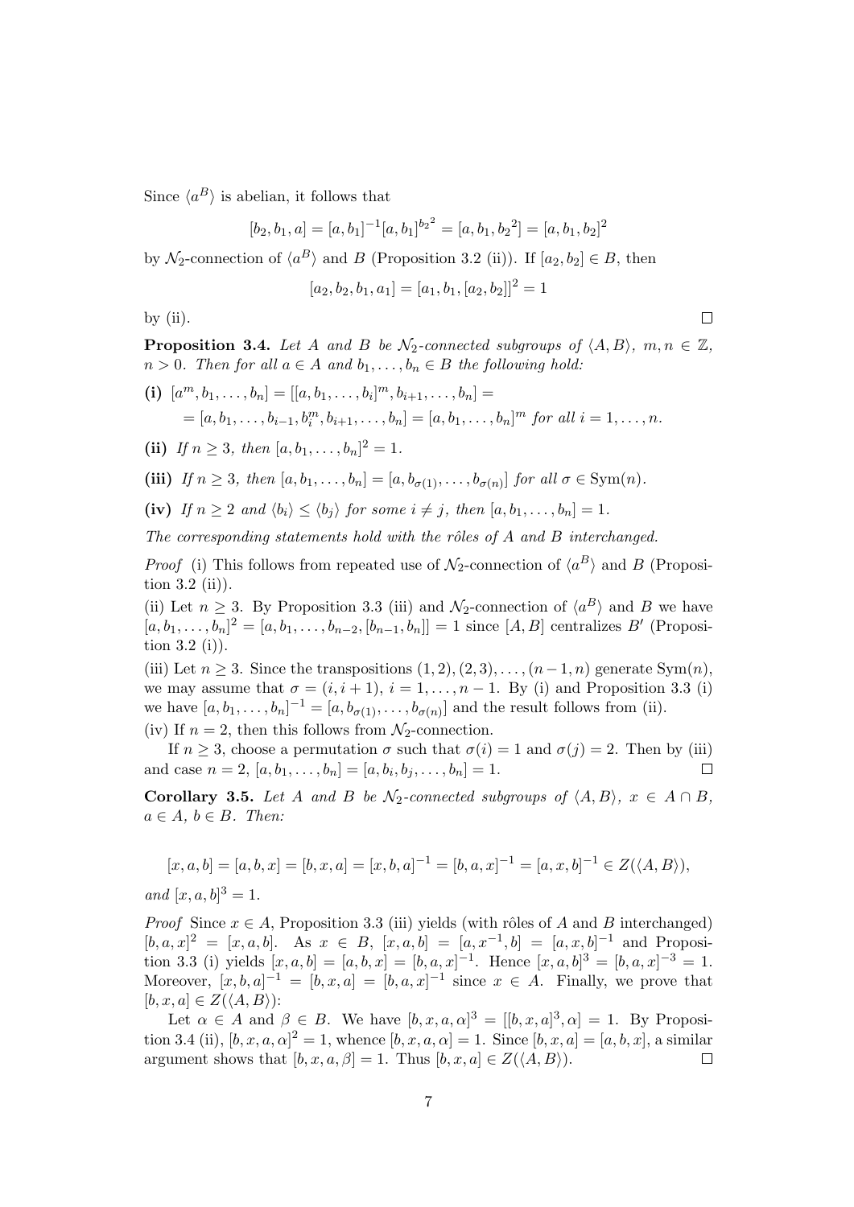Since $\langle a^B \rangle$ is abelian, it follows that

$$[b_2, b_1, a] = [a, b_1]^{-1} [a, b_1]^{b_2{}^2} = [a, b_1, b_2{}^2] = [a, b_1, b_2]^2$$

by $\mathcal{N}_2$-connection of $\langle a^B \rangle$ and $B$ (Proposition 3.2 (ii)). If $[a_2, b_2] \in B$, then

$$[a_2, b_2, b_1, a_1] = [a_1, b_1, [a_2, b_2]]^2 = 1$$

by (ii). $\square$

**Proposition 3.4.** *Let $A$ and $B$ be $\mathcal{N}_2$-connected subgroups of $\langle A, B \rangle$, $m, n \in \mathbb{Z}$, $n > 0$. Then for all $a \in A$ and $b_1, \ldots, b_n \in B$ the following hold:*

**(i)** $[a^m, b_1, \ldots, b_n] = [[a, b_1, \ldots, b_i]^m, b_{i+1}, \ldots, b_n] =$
$= [a, b_1, \ldots, b_{i-1}, b_i^m, b_{i+1}, \ldots, b_n] = [a, b_1, \ldots, b_n]^m$ *for all* $i = 1, \ldots, n$.

**(ii)** *If $n \geq 3$, then $[a, b_1, \ldots, b_n]^2 = 1$.*

**(iii)** *If $n \geq 3$, then $[a, b_1, \ldots, b_n] = [a, b_{\sigma(1)}, \ldots, b_{\sigma(n)}]$ for all $\sigma \in \mathrm{Sym}(n)$.*

**(iv)** *If $n \geq 2$ and $\langle b_i \rangle \leq \langle b_j \rangle$ for some $i \neq j$, then $[a, b_1, \ldots, b_n] = 1$.*

*The corresponding statements hold with the rôles of $A$ and $B$ interchanged.*

*Proof* (i) This follows from repeated use of $\mathcal{N}_2$-connection of $\langle a^B \rangle$ and $B$ (Proposition 3.2 (ii)).

(ii) Let $n \geq 3$. By Proposition 3.3 (iii) and $\mathcal{N}_2$-connection of $\langle a^B \rangle$ and $B$ we have $[a, b_1, \ldots, b_n]^2 = [a, b_1, \ldots, b_{n-2}, [b_{n-1}, b_n]] = 1$ since $[A, B]$ centralizes $B'$ (Proposition 3.2 (i)).

(iii) Let $n \geq 3$. Since the transpositions $(1, 2), (2, 3), \ldots, (n-1, n)$ generate $\mathrm{Sym}(n)$, we may assume that $\sigma = (i, i+1)$, $i = 1, \ldots, n-1$. By (i) and Proposition 3.3 (i) we have $[a, b_1, \ldots, b_n]^{-1} = [a, b_{\sigma(1)}, \ldots, b_{\sigma(n)}]$ and the result follows from (ii).

(iv) If $n = 2$, then this follows from $\mathcal{N}_2$-connection.

If $n \geq 3$, choose a permutation $\sigma$ such that $\sigma(i) = 1$ and $\sigma(j) = 2$. Then by (iii) and case $n = 2$, $[a, b_1, \ldots, b_n] = [a, b_i, b_j, \ldots, b_n] = 1$. $\square$

**Corollary 3.5.** *Let $A$ and $B$ be $\mathcal{N}_2$-connected subgroups of $\langle A, B \rangle$, $x \in A \cap B$, $a \in A$, $b \in B$. Then:*

$$[x, a, b] = [a, b, x] = [b, x, a] = [x, b, a]^{-1} = [b, a, x]^{-1} = [a, x, b]^{-1} \in Z(\langle A, B \rangle),$$

*and $[x, a, b]^3 = 1$.*

*Proof* Since $x \in A$, Proposition 3.3 (iii) yields (with rôles of $A$ and $B$ interchanged) $[b, a, x]^2 = [x, a, b]$. As $x \in B$, $[x, a, b] = [a, x^{-1}, b] = [a, x, b]^{-1}$ and Proposition 3.3 (i) yields $[x, a, b] = [a, b, x] = [b, a, x]^{-1}$. Hence $[x, a, b]^3 = [b, a, x]^{-3} = 1$. Moreover, $[x, b, a]^{-1} = [b, x, a] = [b, a, x]^{-1}$ since $x \in A$. Finally, we prove that $[b, x, a] \in Z(\langle A, B \rangle)$:

Let $\alpha \in A$ and $\beta \in B$. We have $[b, x, a, \alpha]^3 = [[b, x, a]^3, \alpha] = 1$. By Proposition 3.4 (ii), $[b, x, a, \alpha]^2 = 1$, whence $[b, x, a, \alpha] = 1$. Since $[b, x, a] = [a, b, x]$, a similar argument shows that $[b, x, a, \beta] = 1$. Thus $[b, x, a] \in Z(\langle A, B \rangle)$. $\square$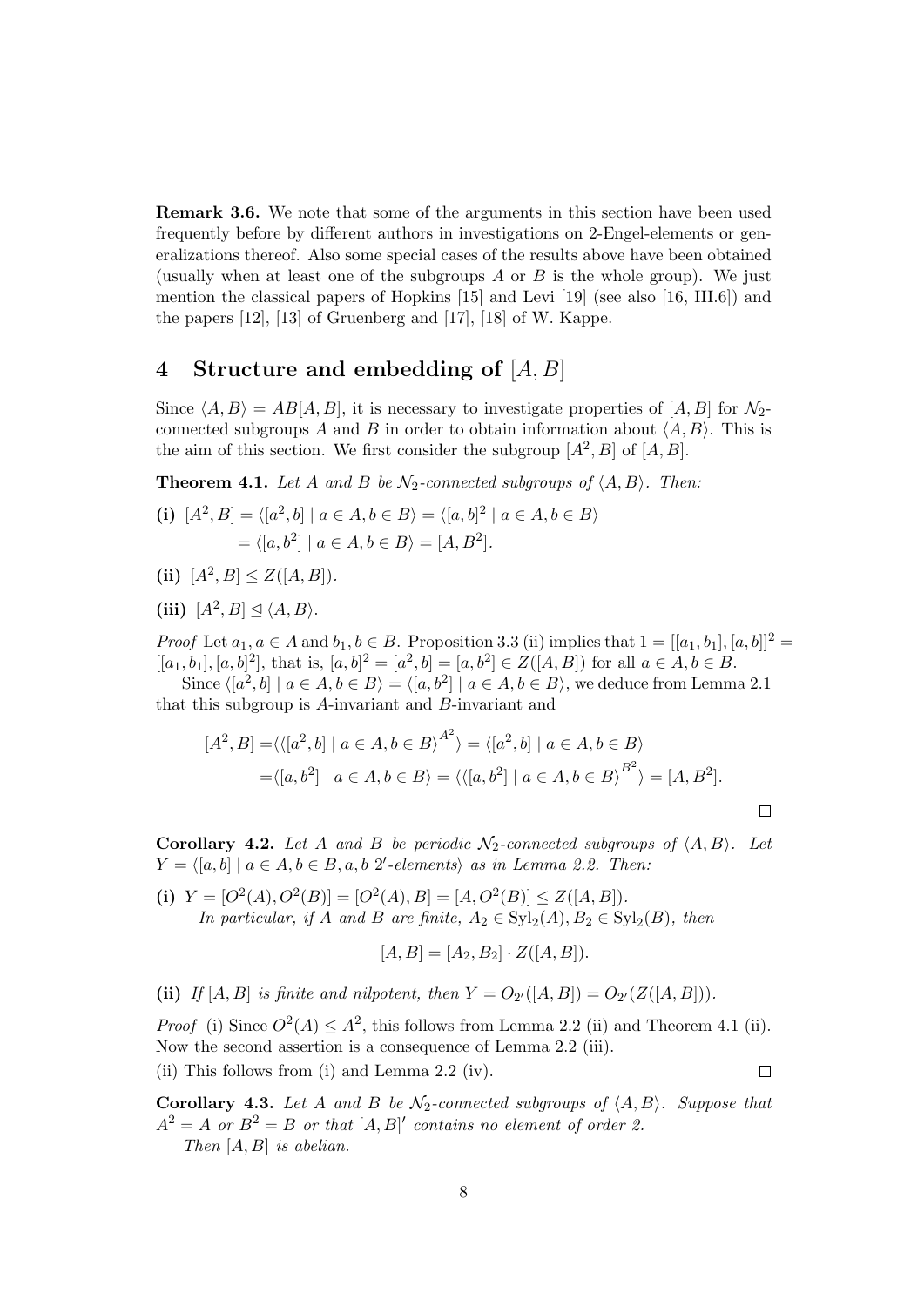**Remark 3.6.** We note that some of the arguments in this section have been used frequently before by different authors in investigations on 2-Engel-elements or generalizations thereof. Also some special cases of the results above have been obtained (usually when at least one of the subgroups $A$ or $B$ is the whole group). We just mention the classical papers of Hopkins [15] and Levi [19] (see also [16, III.6]) and the papers [12], [13] of Gruenberg and [17], [18] of W. Kappe.

## 4 Structure and embedding of $[A, B]$

Since $\langle A, B\rangle = AB[A, B]$, it is necessary to investigate properties of $[A, B]$ for $\mathcal{N}_2$-connected subgroups $A$ and $B$ in order to obtain information about $\langle A, B\rangle$. This is the aim of this section. We first consider the subgroup $[A^2, B]$ of $[A, B]$.

**Theorem 4.1.** *Let $A$ and $B$ be $\mathcal{N}_2$-connected subgroups of $\langle A, B\rangle$. Then:*

**(i)** $[A^2, B] = \langle [a^2, b] \mid a \in A, b \in B\rangle = \langle [a, b]^2 \mid a \in A, b \in B\rangle$
$= \langle [a, b^2] \mid a \in A, b \in B\rangle = [A, B^2]$.

**(ii)** $[A^2, B] \leq Z([A, B])$.

**(iii)** $[A^2, B] \trianglelefteq \langle A, B\rangle$.

*Proof* Let $a_1, a \in A$ and $b_1, b \in B$. Proposition 3.3 (ii) implies that $1 = [[a_1, b_1], [a, b]]^2 = [[a_1, b_1], [a, b]^2]$, that is, $[a, b]^2 = [a^2, b] = [a, b^2] \in Z([A, B])$ for all $a \in A, b \in B$.

Since $\langle [a^2, b] \mid a \in A, b \in B\rangle = \langle [a, b^2] \mid a \in A, b \in B\rangle$, we deduce from Lemma 2.1 that this subgroup is $A$-invariant and $B$-invariant and

$$
\begin{aligned}
[A^2, B] =& \langle \langle [a^2, b] \mid a \in A, b \in B\rangle^{A^2} \rangle = \langle [a^2, b] \mid a \in A, b \in B\rangle \\
=& \langle [a, b^2] \mid a \in A, b \in B\rangle = \langle \langle [a, b^2] \mid a \in A, b \in B\rangle^{B^2} \rangle = [A, B^2].
\end{aligned}
$$

□

**Corollary 4.2.** *Let $A$ and $B$ be periodic $\mathcal{N}_2$-connected subgroups of $\langle A, B\rangle$. Let $Y = \langle [a, b] \mid a \in A, b \in B, a, b\ 2'\text{-elements}\rangle$ as in Lemma 2.2. Then:*

**(i)** $Y = [O^2(A), O^2(B)] = [O^2(A), B] = [A, O^2(B)] \leq Z([A, B])$.
*In particular, if $A$ and $B$ are finite, $A_2 \in \mathrm{Syl}_2(A)$, $B_2 \in \mathrm{Syl}_2(B)$, then*

$$[A, B] = [A_2, B_2] \cdot Z([A, B]).$$

**(ii)** *If $[A, B]$ is finite and nilpotent, then $Y = O_{2'}([A, B]) = O_{2'}(Z([A, B]))$.*

*Proof* (i) Since $O^2(A) \leq A^2$, this follows from Lemma 2.2 (ii) and Theorem 4.1 (ii). Now the second assertion is a consequence of Lemma 2.2 (iii).

(ii) This follows from (i) and Lemma 2.2 (iv). □

**Corollary 4.3.** *Let $A$ and $B$ be $\mathcal{N}_2$-connected subgroups of $\langle A, B\rangle$. Suppose that $A^2 = A$ or $B^2 = B$ or that $[A, B]'$ contains no element of order 2.*
*Then $[A, B]$ is abelian.*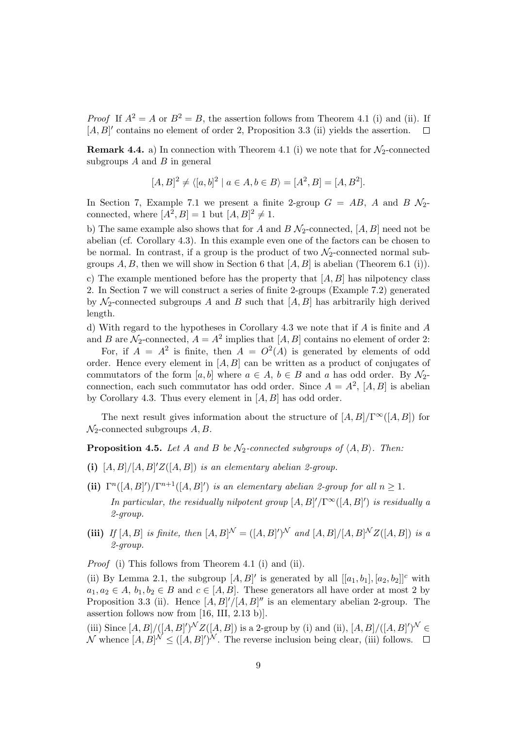*Proof* If $A^2 = A$ or $B^2 = B$, the assertion follows from Theorem 4.1 (i) and (ii). If $[A, B]'$ contains no element of order 2, Proposition 3.3 (ii) yields the assertion. $\square$

**Remark 4.4.** a) In connection with Theorem 4.1 (i) we note that for $\mathcal{N}_2$-connected subgroups $A$ and $B$ in general

$$[A, B]^2 \neq \langle [a, b]^2 \mid a \in A, b \in B\rangle = [A^2, B] = [A, B^2].$$

In Section 7, Example 7.1 we present a finite 2-group $G = AB$, $A$ and $B$ $\mathcal{N}_2$-connected, where $[A^2, B] = 1$ but $[A, B]^2 \neq 1$.

b) The same example also shows that for $A$ and $B$ $\mathcal{N}_2$-connected, $[A, B]$ need not be abelian (cf. Corollary 4.3). In this example even one of the factors can be chosen to be normal. In contrast, if a group is the product of two $\mathcal{N}_2$-connected normal subgroups $A, B$, then we will show in Section 6 that $[A, B]$ is abelian (Theorem 6.1 (i)).

c) The example mentioned before has the property that $[A, B]$ has nilpotency class 2. In Section 7 we will construct a series of finite 2-groups (Example 7.2) generated by $\mathcal{N}_2$-connected subgroups $A$ and $B$ such that $[A, B]$ has arbitrarily high derived length.

d) With regard to the hypotheses in Corollary 4.3 we note that if $A$ is finite and $A$ and $B$ are $\mathcal{N}_2$-connected, $A = A^2$ implies that $[A, B]$ contains no element of order 2:

For, if $A = A^2$ is finite, then $A = O^2(A)$ is generated by elements of odd order. Hence every element in $[A, B]$ can be written as a product of conjugates of commutators of the form $[a, b]$ where $a \in A$, $b \in B$ and $a$ has odd order. By $\mathcal{N}_2$-connection, each such commutator has odd order. Since $A = A^2$, $[A, B]$ is abelian by Corollary 4.3. Thus every element in $[A, B]$ has odd order.

The next result gives information about the structure of $[A, B]/\Gamma^\infty([A, B])$ for $\mathcal{N}_2$-connected subgroups $A, B$.

**Proposition 4.5.** *Let $A$ and $B$ be $\mathcal{N}_2$-connected subgroups of $\langle A, B\rangle$. Then:*

**(i)** *$[A, B]/[A, B]'Z([A, B])$ is an elementary abelian 2-group.*

**(ii)** *$\Gamma^n([A, B]')/\Gamma^{n+1}([A, B]')$ is an elementary abelian 2-group for all $n \geq 1$.*

*In particular, the residually nilpotent group $[A, B]'/\Gamma^\infty([A, B]')$ is residually a 2-group.*

**(iii)** *If $[A, B]$ is finite, then $[A, B]^{\mathcal{N}} = ([A, B]')^{\mathcal{N}}$ and $[A, B]/[A, B]^{\mathcal{N}}Z([A, B])$ is a 2-group.*

*Proof* (i) This follows from Theorem 4.1 (i) and (ii).

(ii) By Lemma 2.1, the subgroup $[A, B]'$ is generated by all $[[a_1, b_1], [a_2, b_2]]^c$ with $a_1, a_2 \in A$, $b_1, b_2 \in B$ and $c \in [A, B]$. These generators all have order at most 2 by Proposition 3.3 (ii). Hence $[A, B]'/[A, B]''$ is an elementary abelian 2-group. The assertion follows now from [16, III, 2.13 b)].

(iii) Since $[A, B]/([A, B]')^{\mathcal{N}}Z([A, B])$ is a 2-group by (i) and (ii), $[A, B]/([A, B]')^{\mathcal{N}} \in \mathcal{N}$ whence $[A, B]^{\mathcal{N}} \leq ([A, B]')^{\mathcal{N}}$. The reverse inclusion being clear, (iii) follows. $\square$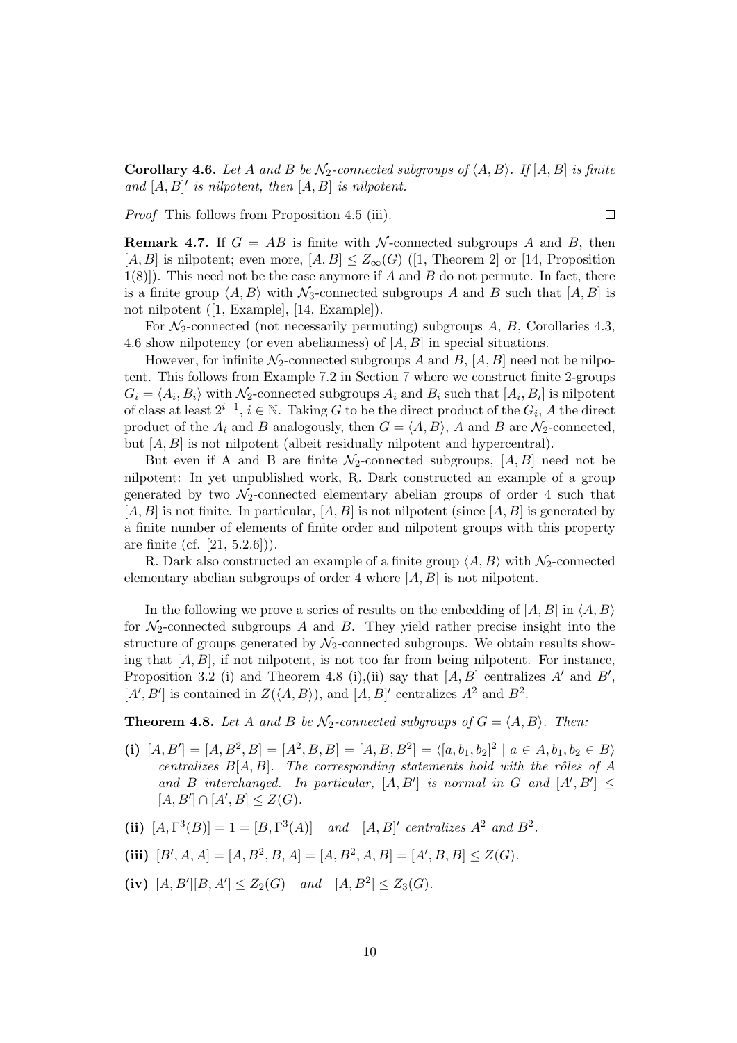**Corollary 4.6.** *Let $A$ and $B$ be $\mathcal{N}_2$-connected subgroups of $\langle A, B\rangle$. If $[A, B]$ is finite and $[A, B]'$ is nilpotent, then $[A, B]$ is nilpotent.*

*Proof* This follows from Proposition 4.5 (iii). $\square$

**Remark 4.7.** If $G = AB$ is finite with $\mathcal{N}$-connected subgroups $A$ and $B$, then $[A, B]$ is nilpotent; even more, $[A, B] \leq Z_\infty(G)$ ([1, Theorem 2] or [14, Proposition 1(8)]). This need not be the case anymore if $A$ and $B$ do not permute. In fact, there is a finite group $\langle A, B\rangle$ with $\mathcal{N}_3$-connected subgroups $A$ and $B$ such that $[A, B]$ is not nilpotent ([1, Example], [14, Example]).

For $\mathcal{N}_2$-connected (not necessarily permuting) subgroups $A$, $B$, Corollaries 4.3, 4.6 show nilpotency (or even abelianness) of $[A, B]$ in special situations.

However, for infinite $\mathcal{N}_2$-connected subgroups $A$ and $B$, $[A, B]$ need not be nilpotent. This follows from Example 7.2 in Section 7 where we construct finite 2-groups $G_i = \langle A_i, B_i\rangle$ with $\mathcal{N}_2$-connected subgroups $A_i$ and $B_i$ such that $[A_i, B_i]$ is nilpotent of class at least $2^{i-1}$, $i \in \mathbb{N}$. Taking $G$ to be the direct product of the $G_i$, $A$ the direct product of the $A_i$ and $B$ analogously, then $G = \langle A, B\rangle$, $A$ and $B$ are $\mathcal{N}_2$-connected, but $[A, B]$ is not nilpotent (albeit residually nilpotent and hypercentral).

But even if A and B are finite $\mathcal{N}_2$-connected subgroups, $[A, B]$ need not be nilpotent: In yet unpublished work, R. Dark constructed an example of a group generated by two $\mathcal{N}_2$-connected elementary abelian groups of order 4 such that $[A, B]$ is not finite. In particular, $[A, B]$ is not nilpotent (since $[A, B]$ is generated by a finite number of elements of finite order and nilpotent groups with this property are finite (cf. [21, 5.2.6])).

R. Dark also constructed an example of a finite group $\langle A, B\rangle$ with $\mathcal{N}_2$-connected elementary abelian subgroups of order 4 where $[A, B]$ is not nilpotent.

In the following we prove a series of results on the embedding of $[A, B]$ in $\langle A, B\rangle$ for $\mathcal{N}_2$-connected subgroups $A$ and $B$. They yield rather precise insight into the structure of groups generated by $\mathcal{N}_2$-connected subgroups. We obtain results showing that $[A, B]$, if not nilpotent, is not too far from being nilpotent. For instance, Proposition 3.2 (i) and Theorem 4.8 (i),(ii) say that $[A, B]$ centralizes $A'$ and $B'$, $[A', B']$ is contained in $Z(\langle A, B\rangle)$, and $[A, B]'$ centralizes $A^2$ and $B^2$.

**Theorem 4.8.** *Let $A$ and $B$ be $\mathcal{N}_2$-connected subgroups of $G = \langle A, B\rangle$. Then:*

**(i)** $[A, B'] = [A, B^2, B] = [A^2, B, B] = [A, B, B^2] = \langle [a, b_1, b_2]^2 \mid a \in A, b_1, b_2 \in B\rangle$ *centralizes $B[A, B]$. The corresponding statements hold with the rôles of $A$ and $B$ interchanged. In particular, $[A, B']$ is normal in $G$ and $[A', B'] \leq [A, B'] \cap [A', B] \leq Z(G)$.*

**(ii)** $[A, \Gamma^3(B)] = 1 = [B, \Gamma^3(A)]$ *and* $[A, B]'$ *centralizes $A^2$ and $B^2$.*

**(iii)** $[B', A, A] = [A, B^2, B, A] = [A, B^2, A, B] = [A', B, B] \leq Z(G)$.

**(iv)** $[A, B'][B, A'] \leq Z_2(G)$ *and* $[A, B^2] \leq Z_3(G)$.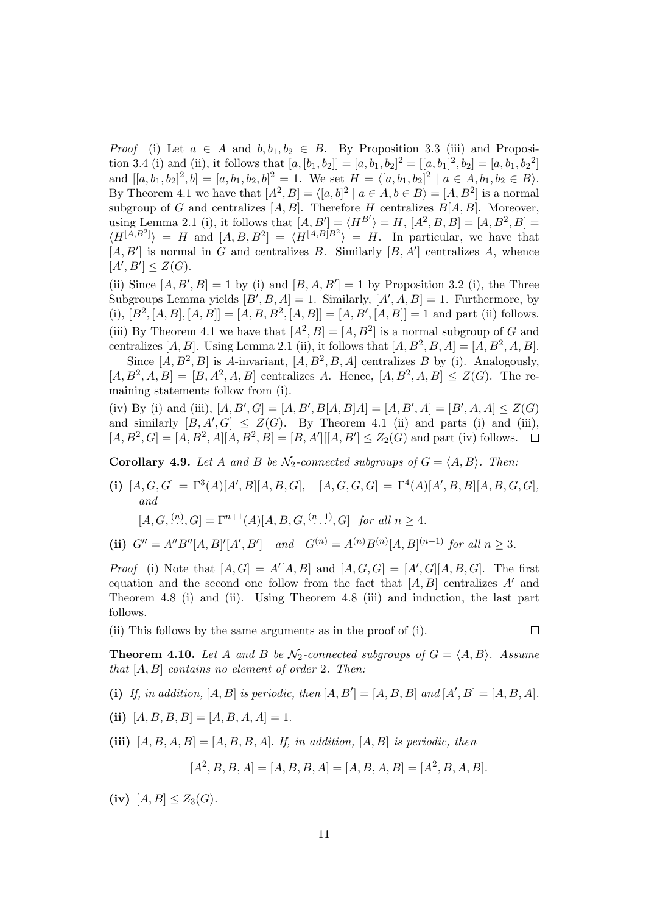*Proof* (i) Let $a \in A$ and $b, b_1, b_2 \in B$. By Proposition 3.3 (iii) and Proposition 3.4 (i) and (ii), it follows that $[a, [b_1, b_2]] = [a, b_1, b_2]^2 = [[a, b_1]^2, b_2] = [a, b_1, {b_2}^2]$ and $[[a, b_1, b_2]^2, b] = [a, b_1, b_2, b]^2 = 1$. We set $H = \langle [a, b_1, b_2]^2 \mid a \in A, b_1, b_2 \in B \rangle$. By Theorem 4.1 we have that $[A^2, B] = \langle [a, b]^2 \mid a \in A, b \in B \rangle = [A, B^2]$ is a normal subgroup of $G$ and centralizes $[A, B]$. Therefore $H$ centralizes $B[A, B]$. Moreover, using Lemma 2.1 (i), it follows that $[A, B'] = \langle H^{B'} \rangle = H$, $[A^2, B, B] = [A, B^2, B] = \langle H^{[A, B^2]} \rangle = H$ and $[A, B, B^2] = \langle H^{[A, B]B^2} \rangle = H$. In particular, we have that $[A, B']$ is normal in $G$ and centralizes $B$. Similarly $[B, A']$ centralizes $A$, whence $[A', B'] \leq Z(G)$.

(ii) Since $[A, B', B] = 1$ by (i) and $[B, A, B'] = 1$ by Proposition 3.2 (i), the Three Subgroups Lemma yields $[B', B, A] = 1$. Similarly, $[A', A, B] = 1$. Furthermore, by (i), $[B^2, [A, B], [A, B]] = [A, B, B^2, [A, B]] = [A, B', [A, B]] = 1$ and part (ii) follows.

(iii) By Theorem 4.1 we have that $[A^2, B] = [A, B^2]$ is a normal subgroup of $G$ and centralizes $[A, B]$. Using Lemma 2.1 (ii), it follows that $[A, B^2, B, A] = [A, B^2, A, B]$.

Since $[A, B^2, B]$ is $A$-invariant, $[A, B^2, B, A]$ centralizes $B$ by (i). Analogously, $[A, B^2, A, B] = [B, A^2, A, B]$ centralizes $A$. Hence, $[A, B^2, A, B] \leq Z(G)$. The remaining statements follow from (i).

(iv) By (i) and (iii), $[A, B', G] = [A, B', B[A, B]A] = [A, B', A] = [B', A, A] \leq Z(G)$ and similarly $[B, A', G] \leq Z(G)$. By Theorem 4.1 (ii) and parts (i) and (iii), $[A, B^2, G] = [A, B^2, A][A, B^2, B] = [B, A'][[A, B'] \leq Z_2(G)$ and part (iv) follows. $\square$

**Corollary 4.9.** *Let $A$ and $B$ be $\mathcal{N}_2$-connected subgroups of $G = \langle A, B \rangle$. Then:*

**(i)** $[A, G, G] = \Gamma^3(A)[A', B][A, B, G]$, $\quad [A, G, G, G] = \Gamma^4(A)[A', B, B][A, B, G, G]$, *and*

$[A, G, \overset{(n)}{\ldots}, G] = \Gamma^{n+1}(A)[A, B, G, \overset{(n-1)}{\ldots}, G]$ *for all $n \geq 4$.*

**(ii)** $G'' = A''B''[A, B]'[A', B']$ *and* $G^{(n)} = A^{(n)}B^{(n)}[A, B]^{(n-1)}$ *for all $n \geq 3$.*

*Proof* (i) Note that $[A, G] = A'[A, B]$ and $[A, G, G] = [A', G][A, B, G]$. The first equation and the second one follow from the fact that $[A, B]$ centralizes $A'$ and Theorem 4.8 (i) and (ii). Using Theorem 4.8 (iii) and induction, the last part follows.

(ii) This follows by the same arguments as in the proof of (i). $\square$

**Theorem 4.10.** *Let $A$ and $B$ be $\mathcal{N}_2$-connected subgroups of $G = \langle A, B \rangle$. Assume that $[A, B]$ contains no element of order 2. Then:*

**(i)** *If, in addition, $[A, B]$ is periodic, then $[A, B'] = [A, B, B]$ and $[A', B] = [A, B, A]$.*

**(ii)** $[A, B, B, B] = [A, B, A, A] = 1$.

**(iii)** $[A, B, A, B] = [A, B, B, A]$. *If, in addition, $[A, B]$ is periodic, then*

$$[A^2, B, B, A] = [A, B, B, A] = [A, B, A, B] = [A^2, B, A, B].$$

**(iv)** $[A, B] \leq Z_3(G)$.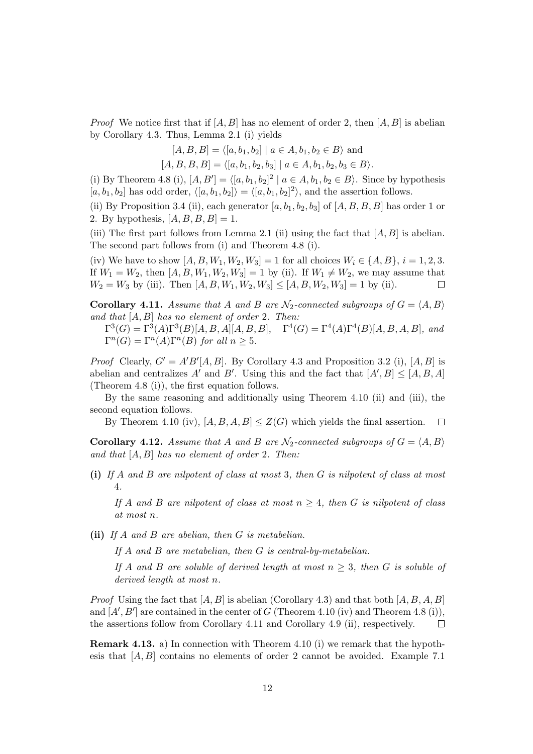*Proof* We notice first that if $[A,B]$ has no element of order 2, then $[A,B]$ is abelian by Corollary 4.3. Thus, Lemma 2.1 (i) yields

$$[A,B,B] = \langle [a,b_1,b_2] \mid a \in A, b_1,b_2 \in B\rangle \text{ and}$$
$$[A,B,B,B] = \langle [a,b_1,b_2,b_3] \mid a \in A, b_1,b_2,b_3 \in B\rangle.$$

(i) By Theorem 4.8 (i), $[A,B'] = \langle [a,b_1,b_2]^2 \mid a \in A, b_1,b_2 \in B\rangle$. Since by hypothesis $[a,b_1,b_2]$ has odd order, $\langle [a,b_1,b_2]\rangle = \langle [a,b_1,b_2]^2\rangle$, and the assertion follows.

(ii) By Proposition 3.4 (ii), each generator $[a,b_1,b_2,b_3]$ of $[A,B,B,B]$ has order 1 or 2. By hypothesis, $[A,B,B,B]=1$.

(iii) The first part follows from Lemma 2.1 (ii) using the fact that $[A,B]$ is abelian. The second part follows from (i) and Theorem 4.8 (i).

(iv) We have to show $[A,B,W_1,W_2,W_3]=1$ for all choices $W_i \in \{A,B\}$, $i=1,2,3$. If $W_1=W_2$, then $[A,B,W_1,W_2,W_3]=1$ by (ii). If $W_1 \neq W_2$, we may assume that $W_2=W_3$ by (iii). Then $[A,B,W_1,W_2,W_3] \leq [A,B,W_2,W_3]=1$ by (ii). $\square$

**Corollary 4.11.** *Assume that $A$ and $B$ are $\mathcal{N}_2$-connected subgroups of $G=\langle A,B\rangle$ and that $[A,B]$ has no element of order 2. Then:*
$\Gamma^3(G)=\Gamma^3(A)\Gamma^3(B)[A,B,A][A,B,B]$, $\quad \Gamma^4(G)=\Gamma^4(A)\Gamma^4(B)[A,B,A,B]$, *and* $\Gamma^n(G)=\Gamma^n(A)\Gamma^n(B)$ *for all* $n\geq 5$.

*Proof* Clearly, $G'=A'B'[A,B]$. By Corollary 4.3 and Proposition 3.2 (i), $[A,B]$ is abelian and centralizes $A'$ and $B'$. Using this and the fact that $[A',B]\leq [A,B,A]$ (Theorem 4.8 (i)), the first equation follows.

By the same reasoning and additionally using Theorem 4.10 (ii) and (iii), the second equation follows.

By Theorem 4.10 (iv), $[A,B,A,B]\leq Z(G)$ which yields the final assertion. $\square$

**Corollary 4.12.** *Assume that $A$ and $B$ are $\mathcal{N}_2$-connected subgroups of $G=\langle A,B\rangle$ and that $[A,B]$ has no element of order 2. Then:*

**(i)** *If $A$ and $B$ are nilpotent of class at most 3, then $G$ is nilpotent of class at most 4.*

*If $A$ and $B$ are nilpotent of class at most $n\geq 4$, then $G$ is nilpotent of class at most $n$.*

**(ii)** *If $A$ and $B$ are abelian, then $G$ is metabelian.*

*If $A$ and $B$ are metabelian, then $G$ is central-by-metabelian.*

*If $A$ and $B$ are soluble of derived length at most $n\geq 3$, then $G$ is soluble of derived length at most $n$.*

*Proof* Using the fact that $[A,B]$ is abelian (Corollary 4.3) and that both $[A,B,A,B]$ and $[A',B']$ are contained in the center of $G$ (Theorem 4.10 (iv) and Theorem 4.8 (i)), the assertions follow from Corollary 4.11 and Corollary 4.9 (ii), respectively. $\square$

**Remark 4.13.** a) In connection with Theorem 4.10 (i) we remark that the hypothesis that $[A,B]$ contains no elements of order 2 cannot be avoided. Example 7.1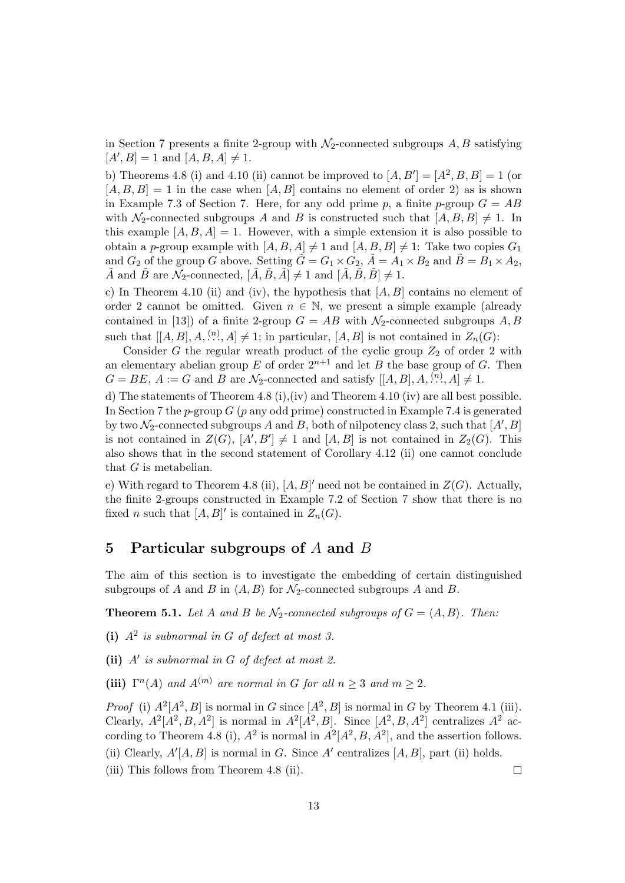in Section 7 presents a finite 2-group with $\mathcal{N}_2$-connected subgroups $A, B$ satisfying $[A', B] = 1$ and $[A, B, A] \neq 1$.

b) Theorems 4.8 (i) and 4.10 (ii) cannot be improved to $[A, B'] = [A^2, B, B] = 1$ (or $[A, B, B] = 1$ in the case when $[A, B]$ contains no element of order 2) as is shown in Example 7.3 of Section 7. Here, for any odd prime $p$, a finite $p$-group $G = AB$ with $\mathcal{N}_2$-connected subgroups $A$ and $B$ is constructed such that $[A, B, B] \neq 1$. In this example $[A, B, A] = 1$. However, with a simple extension it is also possible to obtain a $p$-group example with $[A, B, A] \neq 1$ and $[A, B, B] \neq 1$: Take two copies $G_1$ and $G_2$ of the group $G$ above. Setting $\tilde{G} = G_1 \times G_2$, $\tilde{A} = A_1 \times B_2$ and $\tilde{B} = B_1 \times A_2$, $\tilde{A}$ and $\tilde{B}$ are $\mathcal{N}_2$-connected, $[\tilde{A}, \tilde{B}, \tilde{A}] \neq 1$ and $[\tilde{A}, \tilde{B}, \tilde{B}] \neq 1$.

c) In Theorem 4.10 (ii) and (iv), the hypothesis that $[A, B]$ contains no element of order 2 cannot be omitted. Given $n \in \mathbb{N}$, we present a simple example (already contained in [13]) of a finite 2-group $G = AB$ with $\mathcal{N}_2$-connected subgroups $A, B$ such that $[[A, B], A, \overset{(n)}{\ldots}, A] \neq 1$; in particular, $[A, B]$ is not contained in $Z_n(G)$:

Consider $G$ the regular wreath product of the cyclic group $Z_2$ of order 2 with an elementary abelian group $E$ of order $2^{n+1}$ and let $B$ the base group of $G$. Then $G = BE$, $A := G$ and $B$ are $\mathcal{N}_2$-connected and satisfy $[[A, B], A, \overset{(n)}{\ldots}, A] \neq 1$.

d) The statements of Theorem 4.8 (i),(iv) and Theorem 4.10 (iv) are all best possible. In Section 7 the $p$-group $G$ ($p$ any odd prime) constructed in Example 7.4 is generated by two $\mathcal{N}_2$-connected subgroups $A$ and $B$, both of nilpotency class 2, such that $[A', B]$ is not contained in $Z(G)$, $[A', B'] \neq 1$ and $[A, B]$ is not contained in $Z_2(G)$. This also shows that in the second statement of Corollary 4.12 (ii) one cannot conclude that $G$ is metabelian.

e) With regard to Theorem 4.8 (ii), $[A, B]'$ need not be contained in $Z(G)$. Actually, the finite 2-groups constructed in Example 7.2 of Section 7 show that there is no fixed $n$ such that $[A, B]'$ is contained in $Z_n(G)$.

# 5 Particular subgroups of $A$ and $B$

The aim of this section is to investigate the embedding of certain distinguished subgroups of $A$ and $B$ in $\langle A, B \rangle$ for $\mathcal{N}_2$-connected subgroups $A$ and $B$.

**Theorem 5.1.** *Let $A$ and $B$ be $\mathcal{N}_2$-connected subgroups of $G = \langle A, B \rangle$. Then:*

**(i)** *$A^2$ is subnormal in $G$ of defect at most 3.*

**(ii)** *$A'$ is subnormal in $G$ of defect at most 2.*

**(iii)** *$\Gamma^n(A)$ and $A^{(m)}$ are normal in $G$ for all $n \geq 3$ and $m \geq 2$.*

*Proof* (i) $A^2[A^2, B]$ is normal in $G$ since $[A^2, B]$ is normal in $G$ by Theorem 4.1 (iii). Clearly, $A^2[A^2, B, A^2]$ is normal in $A^2[A^2, B]$. Since $[A^2, B, A^2]$ centralizes $A^2$ according to Theorem 4.8 (i), $A^2$ is normal in $A^2[A^2, B, A^2]$, and the assertion follows.

(ii) Clearly, $A'[A, B]$ is normal in $G$. Since $A'$ centralizes $[A, B]$, part (ii) holds.

(iii) This follows from Theorem 4.8 (ii). $\square$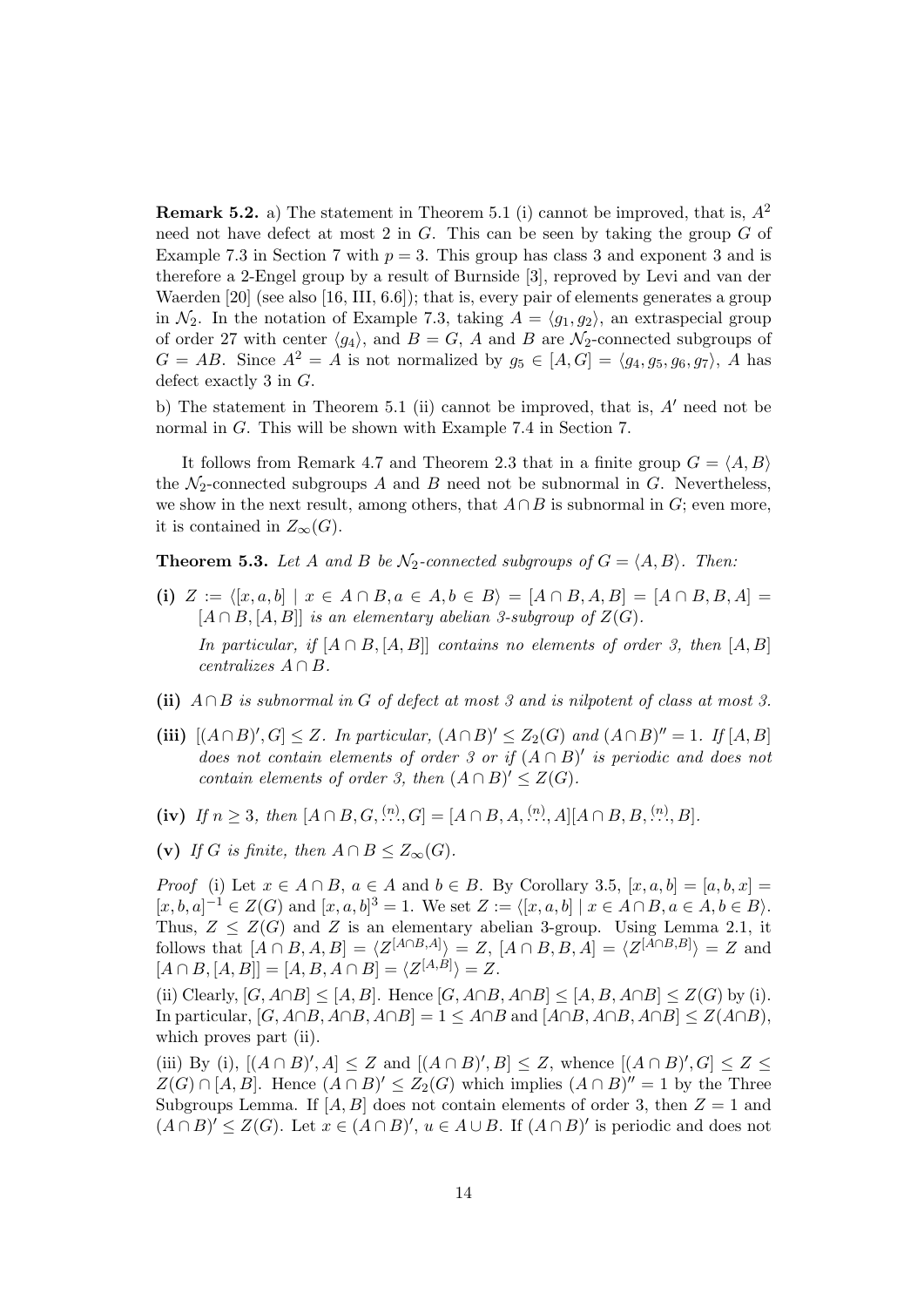**Remark 5.2.** a) The statement in Theorem 5.1 (i) cannot be improved, that is, $A^2$ need not have defect at most 2 in $G$. This can be seen by taking the group $G$ of Example 7.3 in Section 7 with $p = 3$. This group has class 3 and exponent 3 and is therefore a 2-Engel group by a result of Burnside [3], reproved by Levi and van der Waerden [20] (see also [16, III, 6.6]); that is, every pair of elements generates a group in $\mathcal{N}_2$. In the notation of Example 7.3, taking $A = \langle g_1, g_2 \rangle$, an extraspecial group of order 27 with center $\langle g_4 \rangle$, and $B = G$, $A$ and $B$ are $\mathcal{N}_2$-connected subgroups of $G = AB$. Since $A^2 = A$ is not normalized by $g_5 \in [A, G] = \langle g_4, g_5, g_6, g_7 \rangle$, $A$ has defect exactly 3 in $G$.

b) The statement in Theorem 5.1 (ii) cannot be improved, that is, $A'$ need not be normal in $G$. This will be shown with Example 7.4 in Section 7.

It follows from Remark 4.7 and Theorem 2.3 that in a finite group $G = \langle A, B \rangle$ the $\mathcal{N}_2$-connected subgroups $A$ and $B$ need not be subnormal in $G$. Nevertheless, we show in the next result, among others, that $A \cap B$ is subnormal in $G$; even more, it is contained in $Z_\infty(G)$.

**Theorem 5.3.** *Let $A$ and $B$ be $\mathcal{N}_2$-connected subgroups of $G = \langle A, B \rangle$. Then:*

**(i)** $Z := \langle [x, a, b] \mid x \in A \cap B, a \in A, b \in B \rangle = [A \cap B, A, B] = [A \cap B, B, A] = [A \cap B, [A, B]]$ *is an elementary abelian 3-subgroup of $Z(G)$.*

*In particular, if $[A \cap B, [A, B]]$ contains no elements of order 3, then $[A, B]$ centralizes $A \cap B$.*

**(ii)** *$A \cap B$ is subnormal in $G$ of defect at most 3 and is nilpotent of class at most 3.*

**(iii)** $[(A \cap B)', G] \leq Z$. *In particular, $(A \cap B)' \leq Z_2(G)$ and $(A \cap B)'' = 1$. If $[A, B]$ does not contain elements of order 3 or if $(A \cap B)'$ is periodic and does not contain elements of order 3, then $(A \cap B)' \leq Z(G)$.*

**(iv)** *If $n \geq 3$, then* $[A \cap B, G, \overset{(n)}{\ldots}, G] = [A \cap B, A, \overset{(n)}{\ldots}, A][A \cap B, B, \overset{(n)}{\ldots}, B]$.

**(v)** *If $G$ is finite, then $A \cap B \leq Z_\infty(G)$.*

*Proof* (i) Let $x \in A \cap B$, $a \in A$ and $b \in B$. By Corollary 3.5, $[x, a, b] = [a, b, x] = [x, b, a]^{-1} \in Z(G)$ and $[x, a, b]^3 = 1$. We set $Z := \langle [x, a, b] \mid x \in A \cap B, a \in A, b \in B \rangle$. Thus, $Z \leq Z(G)$ and $Z$ is an elementary abelian 3-group. Using Lemma 2.1, it follows that $[A \cap B, A, B] = \langle Z^{[A \cap B, A]} \rangle = Z$, $[A \cap B, B, A] = \langle Z^{[A \cap B, B]} \rangle = Z$ and $[A \cap B, [A, B]] = [A, B, A \cap B] = \langle Z^{[A,B]} \rangle = Z$.

(ii) Clearly, $[G, A \cap B] \leq [A, B]$. Hence $[G, A \cap B, A \cap B] \leq [A, B, A \cap B] \leq Z(G)$ by (i). In particular, $[G, A \cap B, A \cap B, A \cap B] = 1 \leq A \cap B$ and $[A \cap B, A \cap B, A \cap B] \leq Z(A \cap B)$, which proves part (ii).

(iii) By (i), $[(A \cap B)', A] \leq Z$ and $[(A \cap B)', B] \leq Z$, whence $[(A \cap B)', G] \leq Z \leq Z(G) \cap [A, B]$. Hence $(A \cap B)' \leq Z_2(G)$ which implies $(A \cap B)'' = 1$ by the Three Subgroups Lemma. If $[A, B]$ does not contain elements of order 3, then $Z = 1$ and $(A \cap B)' \leq Z(G)$. Let $x \in (A \cap B)'$, $u \in A \cup B$. If $(A \cap B)'$ is periodic and does not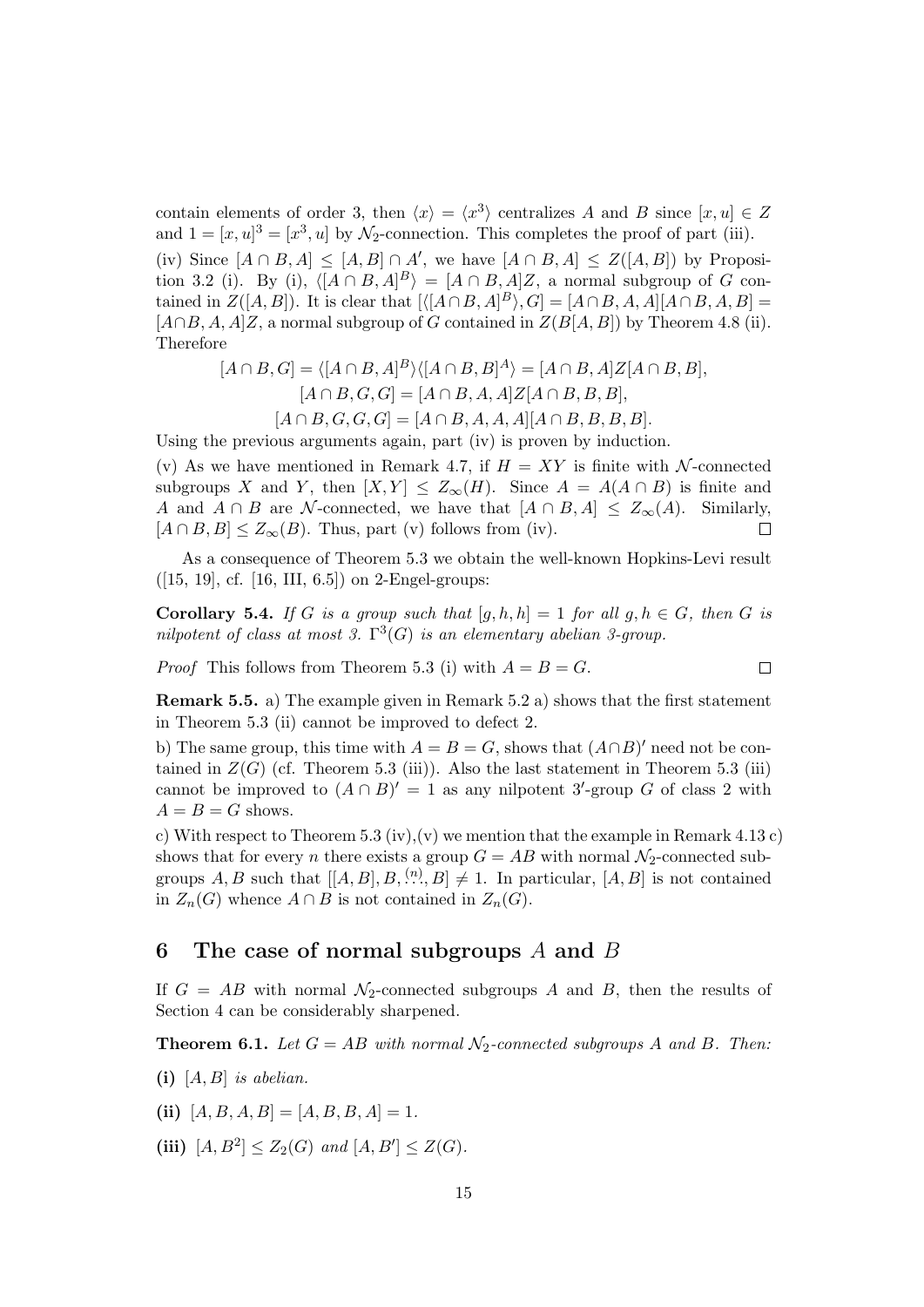contain elements of order 3, then $\langle x \rangle = \langle x^3 \rangle$ centralizes $A$ and $B$ since $[x, u] \in Z$ and $1 = [x, u]^3 = [x^3, u]$ by $\mathcal{N}_2$-connection. This completes the proof of part (iii).

(iv) Since $[A \cap B, A] \leq [A, B] \cap A'$, we have $[A \cap B, A] \leq Z([A, B])$ by Proposition 3.2 (i). By (i), $\langle [A \cap B, A]^B \rangle = [A \cap B, A]Z$, a normal subgroup of $G$ contained in $Z([A, B])$. It is clear that $[\langle [A \cap B, A]^B \rangle, G] = [A \cap B, A, A][A \cap B, A, B] = [A \cap B, A, A]Z$, a normal subgroup of $G$ contained in $Z(B[A, B])$ by Theorem 4.8 (ii). Therefore

$$[A \cap B, G] = \langle [A \cap B, A]^B \rangle \langle [A \cap B, B]^A \rangle = [A \cap B, A]Z[A \cap B, B],$$
$$[A \cap B, G, G] = [A \cap B, A, A]Z[A \cap B, B, B],$$
$$[A \cap B, G, G, G] = [A \cap B, A, A, A][A \cap B, B, B, B].$$

Using the previous arguments again, part (iv) is proven by induction.

(v) As we have mentioned in Remark 4.7, if $H = XY$ is finite with $\mathcal{N}$-connected subgroups $X$ and $Y$, then $[X, Y] \leq Z_\infty(H)$. Since $A = A(A \cap B)$ is finite and $A$ and $A \cap B$ are $\mathcal{N}$-connected, we have that $[A \cap B, A] \leq Z_\infty(A)$. Similarly, $[A \cap B, B] \leq Z_\infty(B)$. Thus, part (v) follows from (iv). $\square$

As a consequence of Theorem 5.3 we obtain the well-known Hopkins-Levi result ([15, 19], cf. [16, III, 6.5]) on 2-Engel-groups:

**Corollary 5.4.** *If $G$ is a group such that $[g, h, h] = 1$ for all $g, h \in G$, then $G$ is nilpotent of class at most 3. $\Gamma^3(G)$ is an elementary abelian 3-group.*

*Proof* This follows from Theorem 5.3 (i) with $A = B = G$. $\square$

**Remark 5.5.** a) The example given in Remark 5.2 a) shows that the first statement in Theorem 5.3 (ii) cannot be improved to defect 2.

b) The same group, this time with $A = B = G$, shows that $(A \cap B)'$ need not be contained in $Z(G)$ (cf. Theorem 5.3 (iii)). Also the last statement in Theorem 5.3 (iii) cannot be improved to $(A \cap B)' = 1$ as any nilpotent $3'$-group $G$ of class 2 with $A = B = G$ shows.

c) With respect to Theorem 5.3 (iv),(v) we mention that the example in Remark 4.13 c) shows that for every $n$ there exists a group $G = AB$ with normal $\mathcal{N}_2$-connected subgroups $A, B$ such that $[[A, B], B, \stackrel{(n)}{\ldots}, B] \neq 1$. In particular, $[A, B]$ is not contained in $Z_n(G)$ whence $A \cap B$ is not contained in $Z_n(G)$.

## 6 The case of normal subgroups $A$ and $B$

If $G = AB$ with normal $\mathcal{N}_2$-connected subgroups $A$ and $B$, then the results of Section 4 can be considerably sharpened.

**Theorem 6.1.** *Let $G = AB$ with normal $\mathcal{N}_2$-connected subgroups $A$ and $B$. Then:*

**(i)** *$[A, B]$ is abelian.*

**(ii)** *$[A, B, A, B] = [A, B, B, A] = 1$.*

**(iii)** *$[A, B^2] \leq Z_2(G)$ and $[A, B'] \leq Z(G)$.*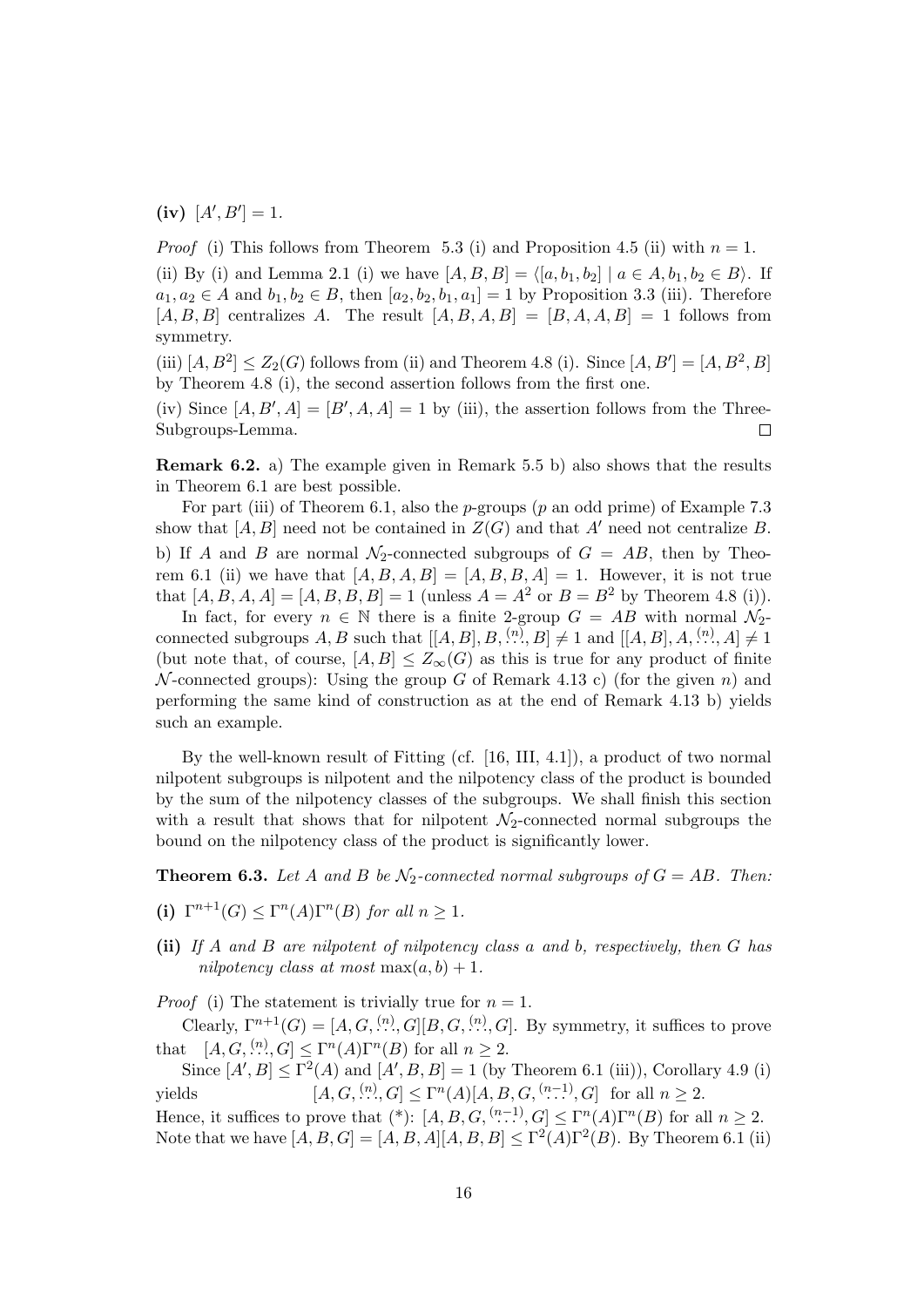**(iv)** $[A', B'] = 1$.

*Proof* (i) This follows from Theorem 5.3 (i) and Proposition 4.5 (ii) with $n = 1$.

(ii) By (i) and Lemma 2.1 (i) we have $[A, B, B] = \langle [a, b_1, b_2] \mid a \in A, b_1, b_2 \in B \rangle$. If $a_1, a_2 \in A$ and $b_1, b_2 \in B$, then $[a_2, b_2, b_1, a_1] = 1$ by Proposition 3.3 (iii). Therefore $[A, B, B]$ centralizes $A$. The result $[A, B, A, B] = [B, A, A, B] = 1$ follows from symmetry.

(iii) $[A, B^2] \leq Z_2(G)$ follows from (ii) and Theorem 4.8 (i). Since $[A, B'] = [A, B^2, B]$ by Theorem 4.8 (i), the second assertion follows from the first one.

(iv) Since $[A, B', A] = [B', A, A] = 1$ by (iii), the assertion follows from the Three-Subgroups-Lemma. $\square$

**Remark 6.2.** a) The example given in Remark 5.5 b) also shows that the results in Theorem 6.1 are best possible.

For part (iii) of Theorem 6.1, also the $p$-groups ($p$ an odd prime) of Example 7.3 show that $[A, B]$ need not be contained in $Z(G)$ and that $A'$ need not centralize $B$.

b) If $A$ and $B$ are normal $\mathcal{N}_2$-connected subgroups of $G = AB$, then by Theorem 6.1 (ii) we have that $[A, B, A, B] = [A, B, B, A] = 1$. However, it is not true that $[A, B, A, A] = [A, B, B, B] = 1$ (unless $A = A^2$ or $B = B^2$ by Theorem 4.8 (i)).

In fact, for every $n \in \mathbb{N}$ there is a finite 2-group $G = AB$ with normal $\mathcal{N}_2$-connected subgroups $A, B$ such that $[[A, B], B, \overset{(n)}{\ldots}, B] \neq 1$ and $[[A, B], A, \overset{(n)}{\ldots}, A] \neq 1$ (but note that, of course, $[A, B] \leq Z_\infty(G)$ as this is true for any product of finite $\mathcal{N}$-connected groups): Using the group $G$ of Remark 4.13 c) (for the given $n$) and performing the same kind of construction as at the end of Remark 4.13 b) yields such an example.

By the well-known result of Fitting (cf. [16, III, 4.1]), a product of two normal nilpotent subgroups is nilpotent and the nilpotency class of the product is bounded by the sum of the nilpotency classes of the subgroups. We shall finish this section with a result that shows that for nilpotent $\mathcal{N}_2$-connected normal subgroups the bound on the nilpotency class of the product is significantly lower.

**Theorem 6.3.** *Let $A$ and $B$ be $\mathcal{N}_2$-connected normal subgroups of $G = AB$. Then:*

**(i)** $\Gamma^{n+1}(G) \leq \Gamma^n(A)\Gamma^n(B)$ *for all $n \geq 1$.*

**(ii)** *If $A$ and $B$ are nilpotent of nilpotency class $a$ and $b$, respectively, then $G$ has nilpotency class at most $\max(a, b) + 1$.*

*Proof* (i) The statement is trivially true for $n = 1$.

Clearly, $\Gamma^{n+1}(G) = [A, G, \overset{(n)}{\ldots}, G][B, G, \overset{(n)}{\ldots}, G]$. By symmetry, it suffices to prove that $[A, G, \overset{(n)}{\ldots}, G] \leq \Gamma^n(A)\Gamma^n(B)$ for all $n \geq 2$.

Since $[A', B] \leq \Gamma^2(A)$ and $[A', B, B] = 1$ (by Theorem 6.1 (iii)), Corollary 4.9 (i) yields

$$[A, G, \overset{(n)}{\ldots}, G] \leq \Gamma^n(A)[A, B, G, \overset{(n-1)}{\ldots}, G] \text{ for all } n \geq 2.$$

Hence, it suffices to prove that (*): $[A, B, G, \overset{(n-1)}{\ldots}, G] \leq \Gamma^n(A)\Gamma^n(B)$ for all $n \geq 2$.

Note that we have $[A, B, G] = [A, B, A][A, B, B] \leq \Gamma^2(A)\Gamma^2(B)$. By Theorem 6.1 (ii)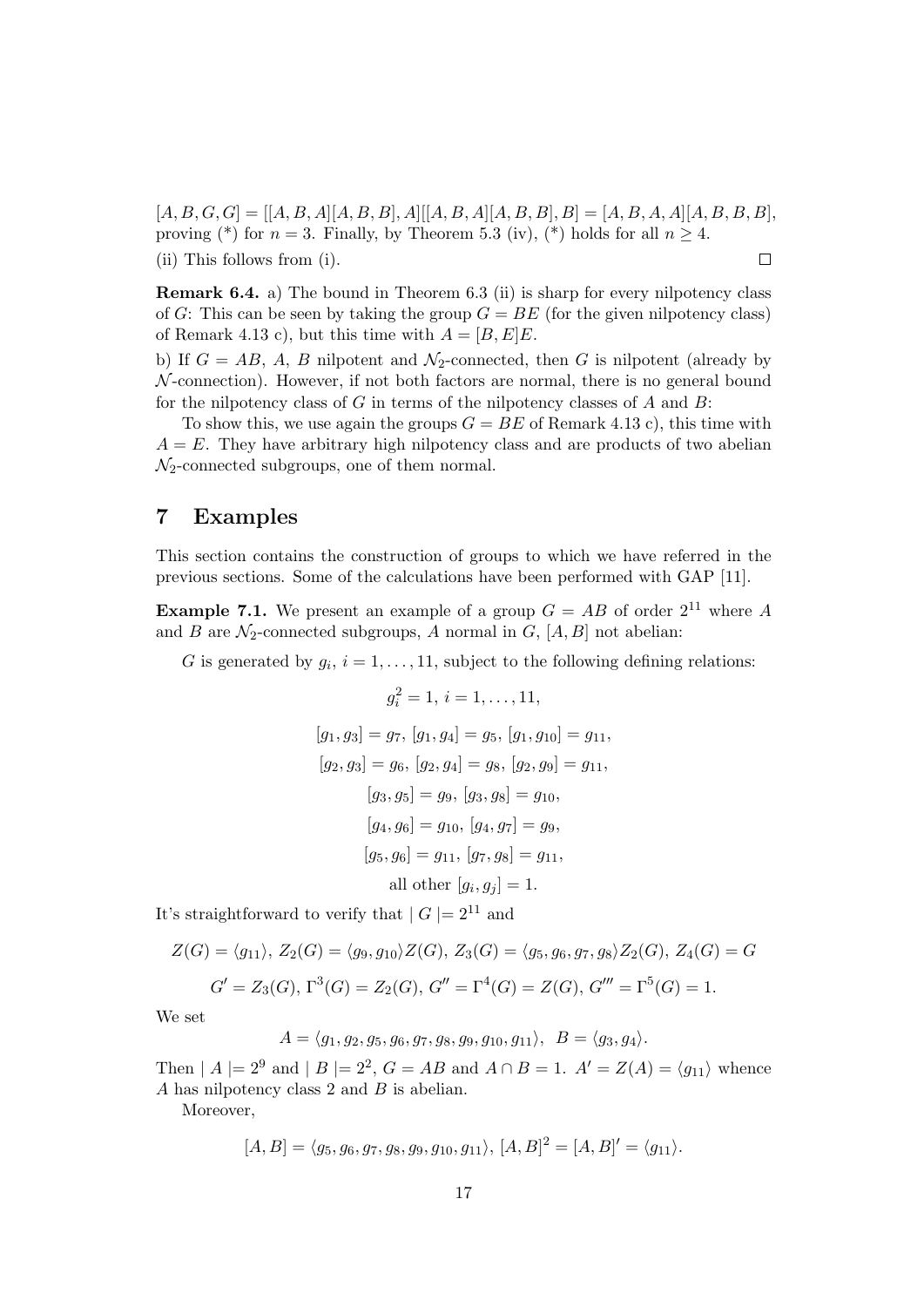$[A, B, G, G] = [[A, B, A][A, B, B], A][[A, B, A][A, B, B], B] = [A, B, A, A][A, B, B, B]$, proving (\*) for $n = 3$. Finally, by Theorem 5.3 (iv), (\*) holds for all $n \geq 4$.

(ii) This follows from (i). $\square$

**Remark 6.4.** a) The bound in Theorem 6.3 (ii) is sharp for every nilpotency class of $G$: This can be seen by taking the group $G = BE$ (for the given nilpotency class) of Remark 4.13 c), but this time with $A = [B, E]E$.

b) If $G = AB$, $A$, $B$ nilpotent and $\mathcal{N}_2$-connected, then $G$ is nilpotent (already by $\mathcal{N}$-connection). However, if not both factors are normal, there is no general bound for the nilpotency class of $G$ in terms of the nilpotency classes of $A$ and $B$:

To show this, we use again the groups $G = BE$ of Remark 4.13 c), this time with $A = E$. They have arbitrary high nilpotency class and are products of two abelian $\mathcal{N}_2$-connected subgroups, one of them normal.

# 7 Examples

This section contains the construction of groups to which we have referred in the previous sections. Some of the calculations have been performed with GAP [11].

**Example 7.1.** We present an example of a group $G = AB$ of order $2^{11}$ where $A$ and $B$ are $\mathcal{N}_2$-connected subgroups, $A$ normal in $G$, $[A, B]$ not abelian:

$G$ is generated by $g_i$, $i = 1, \ldots, 11$, subject to the following defining relations:

$$g_i^2 = 1,\ i = 1, \ldots, 11,$$

$$[g_1, g_3] = g_7,\ [g_1, g_4] = g_5,\ [g_1, g_{10}] = g_{11},$$

$$[g_2, g_3] = g_6,\ [g_2, g_4] = g_8,\ [g_2, g_9] = g_{11},$$

$$[g_3, g_5] = g_9,\ [g_3, g_8] = g_{10},$$

$$[g_4, g_6] = g_{10},\ [g_4, g_7] = g_9,$$

$$[g_5, g_6] = g_{11},\ [g_7, g_8] = g_{11},$$

$$\text{all other } [g_i, g_j] = 1.$$

It's straightforward to verify that $| G |= 2^{11}$ and

$$Z(G) = \langle g_{11} \rangle,\ Z_2(G) = \langle g_9, g_{10} \rangle Z(G),\ Z_3(G) = \langle g_5, g_6, g_7, g_8 \rangle Z_2(G),\ Z_4(G) = G$$

$$G' = Z_3(G),\ \Gamma^3(G) = Z_2(G),\ G'' = \Gamma^4(G) = Z(G),\ G''' = \Gamma^5(G) = 1.$$

We set

$$A = \langle g_1, g_2, g_5, g_6, g_7, g_8, g_9, g_{10}, g_{11} \rangle,\ \ B = \langle g_3, g_4 \rangle.$$

Then $| A |= 2^9$ and $| B |= 2^2$, $G = AB$ and $A \cap B = 1$. $A' = Z(A) = \langle g_{11} \rangle$ whence $A$ has nilpotency class 2 and $B$ is abelian.

Moreover,

$$[A, B] = \langle g_5, g_6, g_7, g_8, g_9, g_{10}, g_{11} \rangle,\ [A, B]^2 = [A, B]' = \langle g_{11} \rangle.$$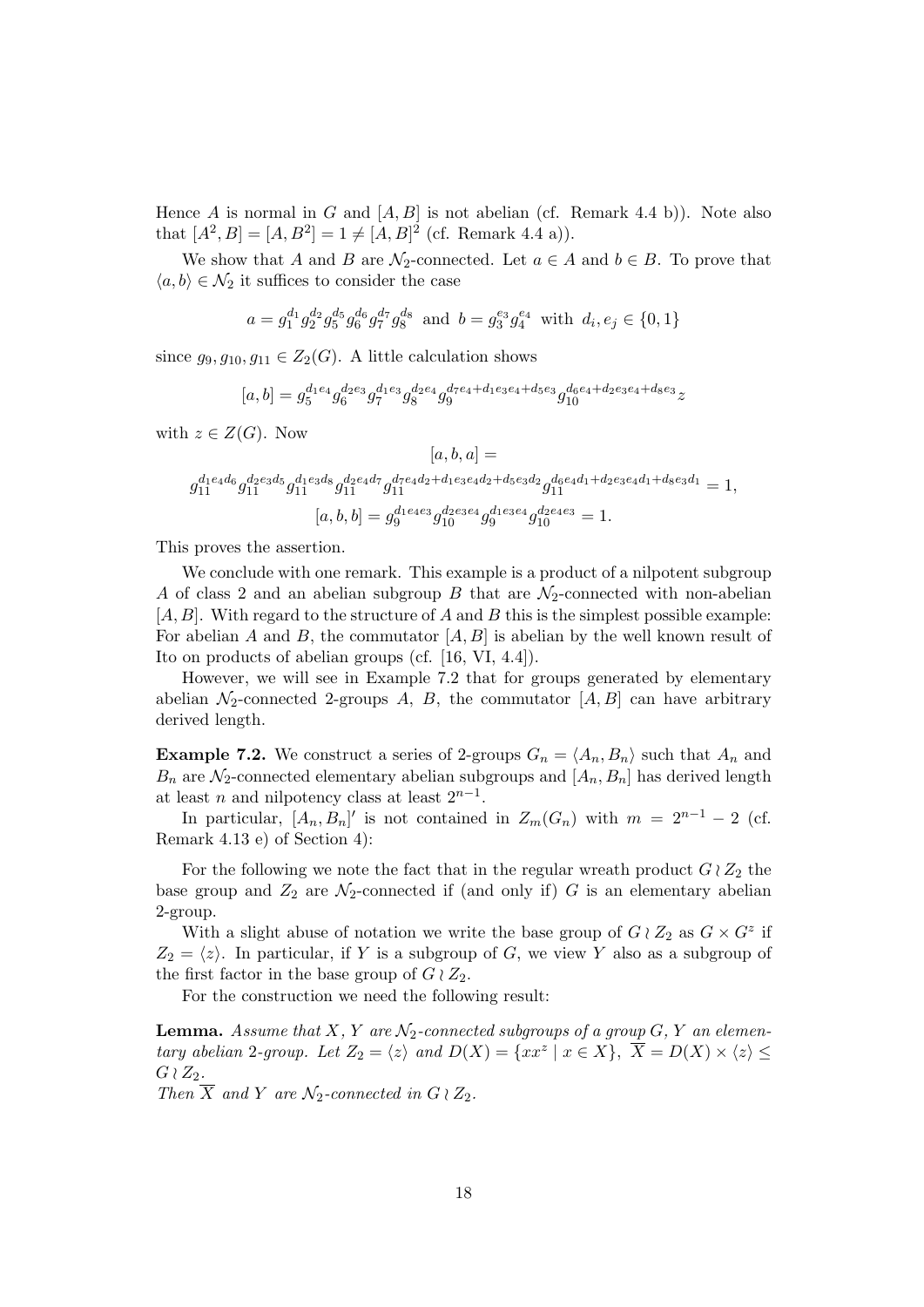Hence $A$ is normal in $G$ and $[A, B]$ is not abelian (cf. Remark 4.4 b)). Note also that $[A^2, B] = [A, B^2] = 1 \neq [A, B]^2$ (cf. Remark 4.4 a)).

We show that $A$ and $B$ are $\mathcal{N}_2$-connected. Let $a \in A$ and $b \in B$. To prove that $\langle a, b\rangle \in \mathcal{N}_2$ it suffices to consider the case

$$a = g_1^{d_1} g_2^{d_2} g_5^{d_5} g_6^{d_6} g_7^{d_7} g_8^{d_8} \text{ and } b = g_3^{e_3} g_4^{e_4} \text{ with } d_i, e_j \in \{0, 1\}$$

since $g_9, g_{10}, g_{11} \in Z_2(G)$. A little calculation shows

$$[a, b] = g_5^{d_1 e_4} g_6^{d_2 e_3} g_7^{d_1 e_3} g_8^{d_2 e_4} g_9^{d_7 e_4 + d_1 e_3 e_4 + d_5 e_3} g_{10}^{d_6 e_4 + d_2 e_3 e_4 + d_8 e_3} z$$

with $z \in Z(G)$. Now

$$[a, b, a] =$$

$$g_{11}^{d_1 e_4 d_6} g_{11}^{d_2 e_3 d_5} g_{11}^{d_1 e_3 d_8} g_{11}^{d_2 e_4 d_7} g_{11}^{d_7 e_4 d_2 + d_1 e_3 e_4 d_2 + d_5 e_3 d_2} g_{11}^{d_6 e_4 d_1 + d_2 e_3 e_4 d_1 + d_8 e_3 d_1} = 1,$$

$$[a, b, b] = g_9^{d_1 e_4 e_3} g_{10}^{d_2 e_3 e_4} g_9^{d_1 e_3 e_4} g_{10}^{d_2 e_4 e_3} = 1.$$

This proves the assertion.

We conclude with one remark. This example is a product of a nilpotent subgroup $A$ of class 2 and an abelian subgroup $B$ that are $\mathcal{N}_2$-connected with non-abelian $[A, B]$. With regard to the structure of $A$ and $B$ this is the simplest possible example: For abelian $A$ and $B$, the commutator $[A, B]$ is abelian by the well known result of Ito on products of abelian groups (cf. [16, VI, 4.4]).

However, we will see in Example 7.2 that for groups generated by elementary abelian $\mathcal{N}_2$-connected 2-groups $A$, $B$, the commutator $[A, B]$ can have arbitrary derived length.

**Example 7.2.** We construct a series of 2-groups $G_n = \langle A_n, B_n\rangle$ such that $A_n$ and $B_n$ are $\mathcal{N}_2$-connected elementary abelian subgroups and $[A_n, B_n]$ has derived length at least $n$ and nilpotency class at least $2^{n-1}$.

In particular, $[A_n, B_n]'$ is not contained in $Z_m(G_n)$ with $m = 2^{n-1} - 2$ (cf. Remark 4.13 e) of Section 4):

For the following we note the fact that in the regular wreath product $G \wr Z_2$ the base group and $Z_2$ are $\mathcal{N}_2$-connected if (and only if) $G$ is an elementary abelian 2-group.

With a slight abuse of notation we write the base group of $G \wr Z_2$ as $G \times G^z$ if $Z_2 = \langle z\rangle$. In particular, if $Y$ is a subgroup of $G$, we view $Y$ also as a subgroup of the first factor in the base group of $G \wr Z_2$.

For the construction we need the following result:

**Lemma.** *Assume that $X$, $Y$ are $\mathcal{N}_2$-connected subgroups of a group $G$, $Y$ an elementary abelian 2-group. Let $Z_2 = \langle z\rangle$ and $D(X) = \{xx^z \mid x \in X\}$, $\overline{X} = D(X) \times \langle z\rangle \leq G \wr Z_2$.*
*Then $\overline{X}$ and $Y$ are $\mathcal{N}_2$-connected in $G \wr Z_2$.*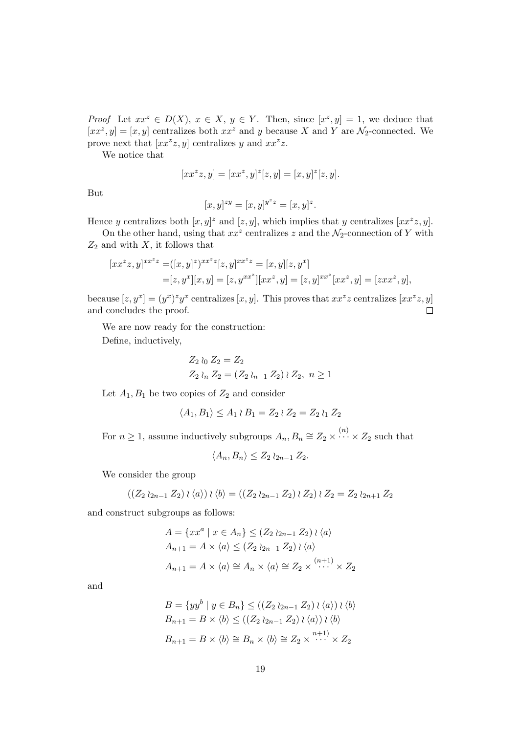*Proof* Let $xx^z \in D(X)$, $x \in X$, $y \in Y$. Then, since $[x^z, y] = 1$, we deduce that $[xx^z, y] = [x, y]$ centralizes both $xx^z$ and $y$ because $X$ and $Y$ are $\mathcal{N}_2$-connected. We prove next that $[xx^z z, y]$ centralizes $y$ and $xx^z z$.

We notice that

$$[xx^z z, y] = [xx^z, y]^z [z, y] = [x, y]^z [z, y].$$

But

$$[x, y]^{zy} = [x, y]^{y^z z} = [x, y]^z.$$

Hence $y$ centralizes both $[x, y]^z$ and $[z, y]$, which implies that $y$ centralizes $[xx^z z, y]$.

On the other hand, using that $xx^z$ centralizes $z$ and the $\mathcal{N}_2$-connection of $Y$ with $Z_2$ and with $X$, it follows that

$$\begin{aligned}
[xx^z z, y]^{xx^z z} =& ([x, y]^z)^{xx^z z} [z, y]^{xx^z z} = [x, y][z, y^x] \\
=& [z, y^x][x, y] = [z, y^{xx^z}][xx^z, y] = [z, y]^{xx^z}[xx^z, y] = [zxx^z, y],
\end{aligned}$$

because $[z, y^x] = (y^x)^z y^x$ centralizes $[x, y]$. This proves that $xx^z z$ centralizes $[xx^z z, y]$ and concludes the proof. $\square$

We are now ready for the construction:

Define, inductively,

$$\begin{aligned}
&Z_2 \wr_0 Z_2 = Z_2 \\
&Z_2 \wr_n Z_2 = (Z_2 \wr_{n-1} Z_2) \wr Z_2, \ n \geq 1
\end{aligned}$$

Let $A_1, B_1$ be two copies of $Z_2$ and consider

$$\langle A_1, B_1 \rangle \leq A_1 \wr B_1 = Z_2 \wr Z_2 = Z_2 \wr_1 Z_2$$

For $n \geq 1$, assume inductively subgroups $A_n, B_n \cong Z_2 \times \overset{(n)}{\cdots} \times Z_2$ such that

$$\langle A_n, B_n \rangle \leq Z_2 \wr_{2n-1} Z_2.$$

We consider the group

$$((Z_2 \wr_{2n-1} Z_2) \wr \langle a \rangle) \wr \langle b \rangle = ((Z_2 \wr_{2n-1} Z_2) \wr Z_2) \wr Z_2 = Z_2 \wr_{2n+1} Z_2$$

and construct subgroups as follows:

$$\begin{aligned}
&A = \{xx^a \mid x \in A_n\} \leq (Z_2 \wr_{2n-1} Z_2) \wr \langle a \rangle \\
&A_{n+1} = A \times \langle a \rangle \leq (Z_2 \wr_{2n-1} Z_2) \wr \langle a \rangle \\
&A_{n+1} = A \times \langle a \rangle \cong A_n \times \langle a \rangle \cong Z_2 \times \overset{(n+1)}{\cdots} \times Z_2
\end{aligned}$$

and

$$\begin{aligned}
&B = \{yy^b \mid y \in B_n\} \leq ((Z_2 \wr_{2n-1} Z_2) \wr \langle a \rangle) \wr \langle b \rangle \\
&B_{n+1} = B \times \langle b \rangle \leq ((Z_2 \wr_{2n-1} Z_2) \wr \langle a \rangle) \wr \langle b \rangle \\
&B_{n+1} = B \times \langle b \rangle \cong B_n \times \langle b \rangle \cong Z_2 \times \overset{n+1)}{\cdots} \times Z_2
\end{aligned}$$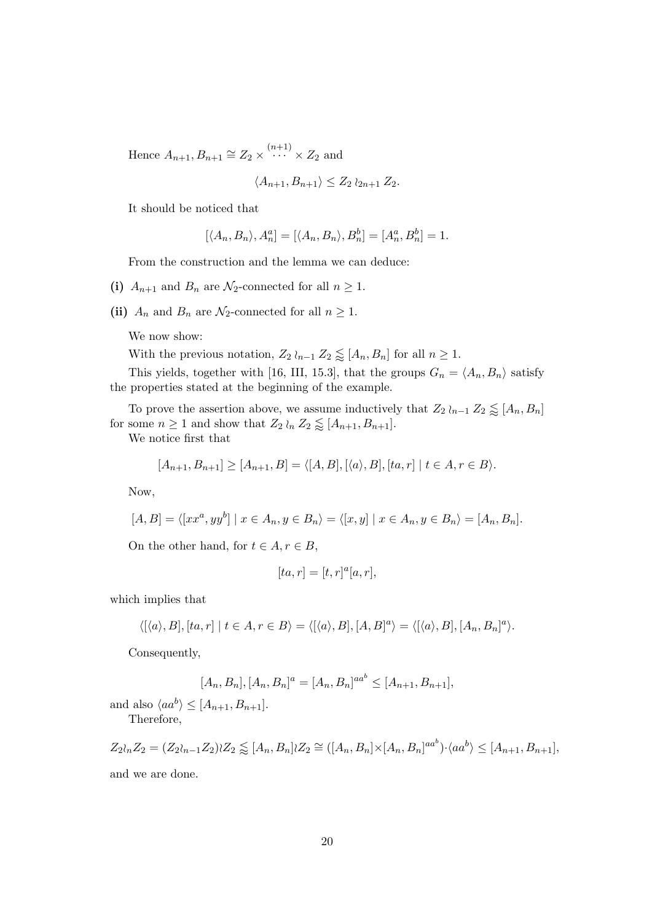Hence $A_{n+1}, B_{n+1} \cong Z_2 \times \overset{(n+1)}{\cdots} \times Z_2$ and

$$\langle A_{n+1}, B_{n+1} \rangle \leq Z_2 \wr_{2n+1} Z_2.$$

It should be noticed that

$$[\langle A_n, B_n \rangle, A_n^a] = [\langle A_n, B_n \rangle, B_n^b] = [A_n^a, B_n^b] = 1.$$

From the construction and the lemma we can deduce:

**(i)** $A_{n+1}$ and $B_n$ are $\mathcal{N}_2$-connected for all $n \geq 1$.

**(ii)** $A_n$ and $B_n$ are $\mathcal{N}_2$-connected for all $n \geq 1$.

We now show:

With the previous notation, $Z_2 \wr_{n-1} Z_2 \lessapprox [A_n, B_n]$ for all $n \geq 1$.

This yields, together with [16, III, 15.3], that the groups $G_n = \langle A_n, B_n \rangle$ satisfy the properties stated at the beginning of the example.

To prove the assertion above, we assume inductively that $Z_2 \wr_{n-1} Z_2 \lessapprox [A_n, B_n]$ for some $n \geq 1$ and show that $Z_2 \wr_n Z_2 \lessapprox [A_{n+1}, B_{n+1}]$.

We notice first that

$$[A_{n+1}, B_{n+1}] \geq [A_{n+1}, B] = \langle [A, B], [\langle a \rangle, B], [ta, r] \mid t \in A, r \in B \rangle.$$

Now,

$$[A, B] = \langle [xx^a, yy^b] \mid x \in A_n, y \in B_n \rangle = \langle [x, y] \mid x \in A_n, y \in B_n \rangle = [A_n, B_n].$$

On the other hand, for $t \in A, r \in B$,

$$[ta, r] = [t, r]^a [a, r],$$

which implies that

$$\langle [\langle a \rangle, B], [ta, r] \mid t \in A, r \in B \rangle = \langle [\langle a \rangle, B], [A, B]^a \rangle = \langle [\langle a \rangle, B], [A_n, B_n]^a \rangle.$$

Consequently,

$$[A_n, B_n], [A_n, B_n]^a = [A_n, B_n]^{aa^b} \leq [A_{n+1}, B_{n+1}],$$

and also $\langle aa^b \rangle \leq [A_{n+1}, B_{n+1}]$.

Therefore,

$$Z_2 \wr_n Z_2 = (Z_2 \wr_{n-1} Z_2) \wr Z_2 \lessapprox [A_n, B_n] \wr Z_2 \cong ([A_n, B_n] \times [A_n, B_n]^{aa^b}) \cdot \langle aa^b \rangle \leq [A_{n+1}, B_{n+1}],$$

and we are done.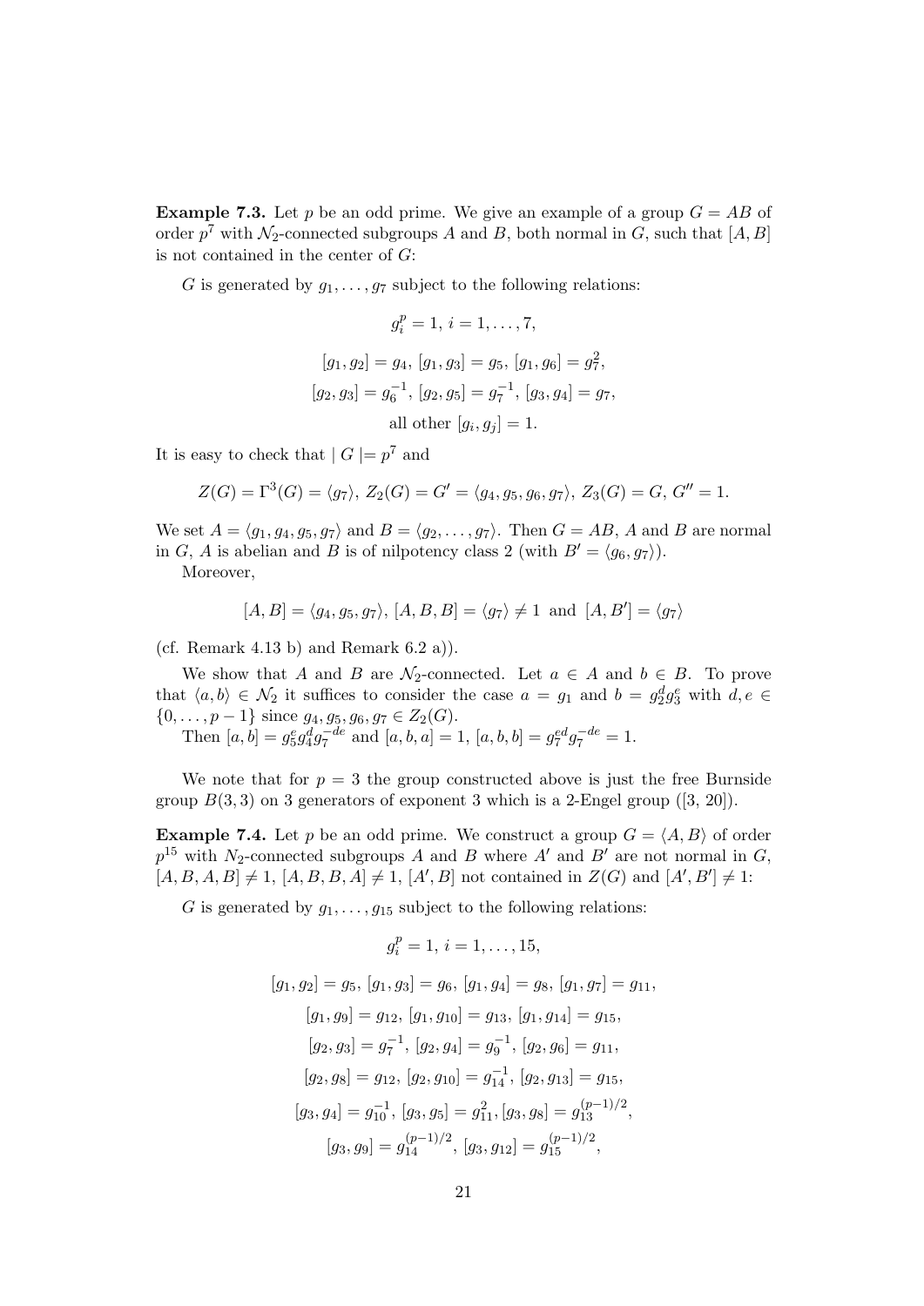**Example 7.3.** Let $p$ be an odd prime. We give an example of a group $G = AB$ of order $p^7$ with $\mathcal{N}_2$-connected subgroups $A$ and $B$, both normal in $G$, such that $[A, B]$ is not contained in the center of $G$:

$G$ is generated by $g_1, \ldots, g_7$ subject to the following relations:

$$g_i^p = 1,\ i = 1, \ldots, 7,$$

$$[g_1, g_2] = g_4,\ [g_1, g_3] = g_5,\ [g_1, g_6] = g_7^2,$$

$$[g_2, g_3] = g_6^{-1},\ [g_2, g_5] = g_7^{-1},\ [g_3, g_4] = g_7,$$

$$\text{all other } [g_i, g_j] = 1.$$

It is easy to check that $\mid G \mid = p^7$ and

$$Z(G) = \Gamma^3(G) = \langle g_7 \rangle,\ Z_2(G) = G' = \langle g_4, g_5, g_6, g_7 \rangle,\ Z_3(G) = G,\ G'' = 1.$$

We set $A = \langle g_1, g_4, g_5, g_7 \rangle$ and $B = \langle g_2, \ldots, g_7 \rangle$. Then $G = AB$, $A$ and $B$ are normal in $G$, $A$ is abelian and $B$ is of nilpotency class 2 (with $B' = \langle g_6, g_7 \rangle$).

Moreover,

$$[A, B] = \langle g_4, g_5, g_7 \rangle,\ [A, B, B] = \langle g_7 \rangle \neq 1 \text{ and } [A, B'] = \langle g_7 \rangle$$

(cf. Remark 4.13 b) and Remark 6.2 a)).

We show that $A$ and $B$ are $\mathcal{N}_2$-connected. Let $a \in A$ and $b \in B$. To prove that $\langle a, b \rangle \in \mathcal{N}_2$ it suffices to consider the case $a = g_1$ and $b = g_2^d g_3^e$ with $d, e \in \{0, \ldots, p-1\}$ since $g_4, g_5, g_6, g_7 \in Z_2(G)$.

Then $[a, b] = g_5^e g_4^d g_7^{-de}$ and $[a, b, a] = 1$, $[a, b, b] = g_7^{ed} g_7^{-de} = 1$.

We note that for $p = 3$ the group constructed above is just the free Burnside group $B(3, 3)$ on 3 generators of exponent 3 which is a 2-Engel group ([3, 20]).

**Example 7.4.** Let $p$ be an odd prime. We construct a group $G = \langle A, B \rangle$ of order $p^{15}$ with $N_2$-connected subgroups $A$ and $B$ where $A'$ and $B'$ are not normal in $G$, $[A, B, A, B] \neq 1$, $[A, B, B, A] \neq 1$, $[A', B]$ not contained in $Z(G)$ and $[A', B'] \neq 1$:

$G$ is generated by $g_1, \ldots, g_{15}$ subject to the following relations:

$$g_i^p = 1,\ i = 1, \ldots, 15,$$

$$[g_1, g_2] = g_5,\ [g_1, g_3] = g_6,\ [g_1, g_4] = g_8,\ [g_1, g_7] = g_{11},$$

$$[g_1, g_9] = g_{12},\ [g_1, g_{10}] = g_{13},\ [g_1, g_{14}] = g_{15},$$

$$[g_2, g_3] = g_7^{-1},\ [g_2, g_4] = g_9^{-1},\ [g_2, g_6] = g_{11},$$

$$[g_2, g_8] = g_{12},\ [g_2, g_{10}] = g_{14}^{-1},\ [g_2, g_{13}] = g_{15},$$

$$[g_3, g_4] = g_{10}^{-1},\ [g_3, g_5] = g_{11}^2,\ [g_3, g_8] = g_{13}^{(p-1)/2},$$

$$[g_3, g_9] = g_{14}^{(p-1)/2},\ [g_3, g_{12}] = g_{15}^{(p-1)/2},$$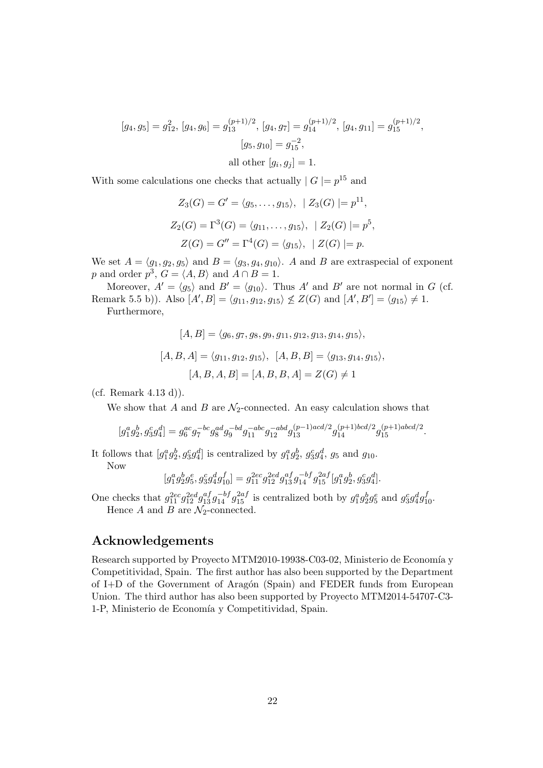$$[g_4, g_5] = g_{12}^2,\ [g_4, g_6] = g_{13}^{(p+1)/2},\ [g_4, g_7] = g_{14}^{(p+1)/2},\ [g_4, g_{11}] = g_{15}^{(p+1)/2},$$

$$[g_5, g_{10}] = g_{15}^{-2},$$

$$\text{all other } [g_i, g_j] = 1.$$

With some calculations one checks that actually $\mid G \mid = p^{15}$ and

$$Z_3(G) = G' = \langle g_5, \ldots, g_{15} \rangle, \quad \mid Z_3(G) \mid = p^{11},$$

$$Z_2(G) = \Gamma^3(G) = \langle g_{11}, \ldots, g_{15} \rangle, \quad \mid Z_2(G) \mid = p^5,$$

$$Z(G) = G'' = \Gamma^4(G) = \langle g_{15} \rangle, \quad \mid Z(G) \mid = p.$$

We set $A = \langle g_1, g_2, g_5 \rangle$ and $B = \langle g_3, g_4, g_{10} \rangle$. $A$ and $B$ are extraspecial of exponent $p$ and order $p^3$, $G = \langle A, B \rangle$ and $A \cap B = 1$.

Moreover, $A' = \langle g_5 \rangle$ and $B' = \langle g_{10} \rangle$. Thus $A'$ and $B'$ are not normal in $G$ (cf. Remark 5.5 b)). Also $[A', B] = \langle g_{11}, g_{12}, g_{15} \rangle \not\leq Z(G)$ and $[A', B'] = \langle g_{15} \rangle \neq 1$.

Furthermore,

$$[A, B] = \langle g_6, g_7, g_8, g_9, g_{11}, g_{12}, g_{13}, g_{14}, g_{15} \rangle,$$

$$[A, B, A] = \langle g_{11}, g_{12}, g_{15} \rangle, \quad [A, B, B] = \langle g_{13}, g_{14}, g_{15} \rangle,$$

$$[A, B, A, B] = [A, B, B, A] = Z(G) \neq 1$$

(cf. Remark 4.13 d)).

We show that $A$ and $B$ are $\mathcal{N}_2$-connected. An easy calculation shows that

$$[g_1^a g_2^b, g_3^c g_4^d] = g_6^{ac} g_7^{-bc} g_8^{ad} g_9^{-bd} g_{11}^{-abc} g_{12}^{-abd} g_{13}^{(p-1)acd/2} g_{14}^{(p+1)bcd/2} g_{15}^{(p+1)abcd/2}.$$

It follows that $[g_1^a g_2^b, g_3^c g_4^d]$ is centralized by $g_1^a g_2^b$, $g_3^c g_4^d$, $g_5$ and $g_{10}$.

Now

$$[g_1^a g_2^b g_5^e, g_3^c g_4^d g_{10}^f] = g_{11}^{2ec} g_{12}^{2ed} g_{13}^{af} g_{14}^{-bf} g_{15}^{2af} [g_1^a g_2^b, g_3^c g_4^d].$$

One checks that $g_{11}^{2ec} g_{12}^{2ed} g_{13}^{af} g_{14}^{-bf} g_{15}^{2af}$ is centralized both by $g_1^a g_2^b g_5^e$ and $g_3^c g_4^d g_{10}^f$.

Hence $A$ and $B$ are $\mathcal{N}_2$-connected.

## Acknowledgements

Research supported by Proyecto MTM2010-19938-C03-02, Ministerio de Economía y Competitividad, Spain. The first author has also been supported by the Department of I+D of the Government of Aragón (Spain) and FEDER funds from European Union. The third author has also been supported by Proyecto MTM2014-54707-C3-1-P, Ministerio de Economía y Competitividad, Spain.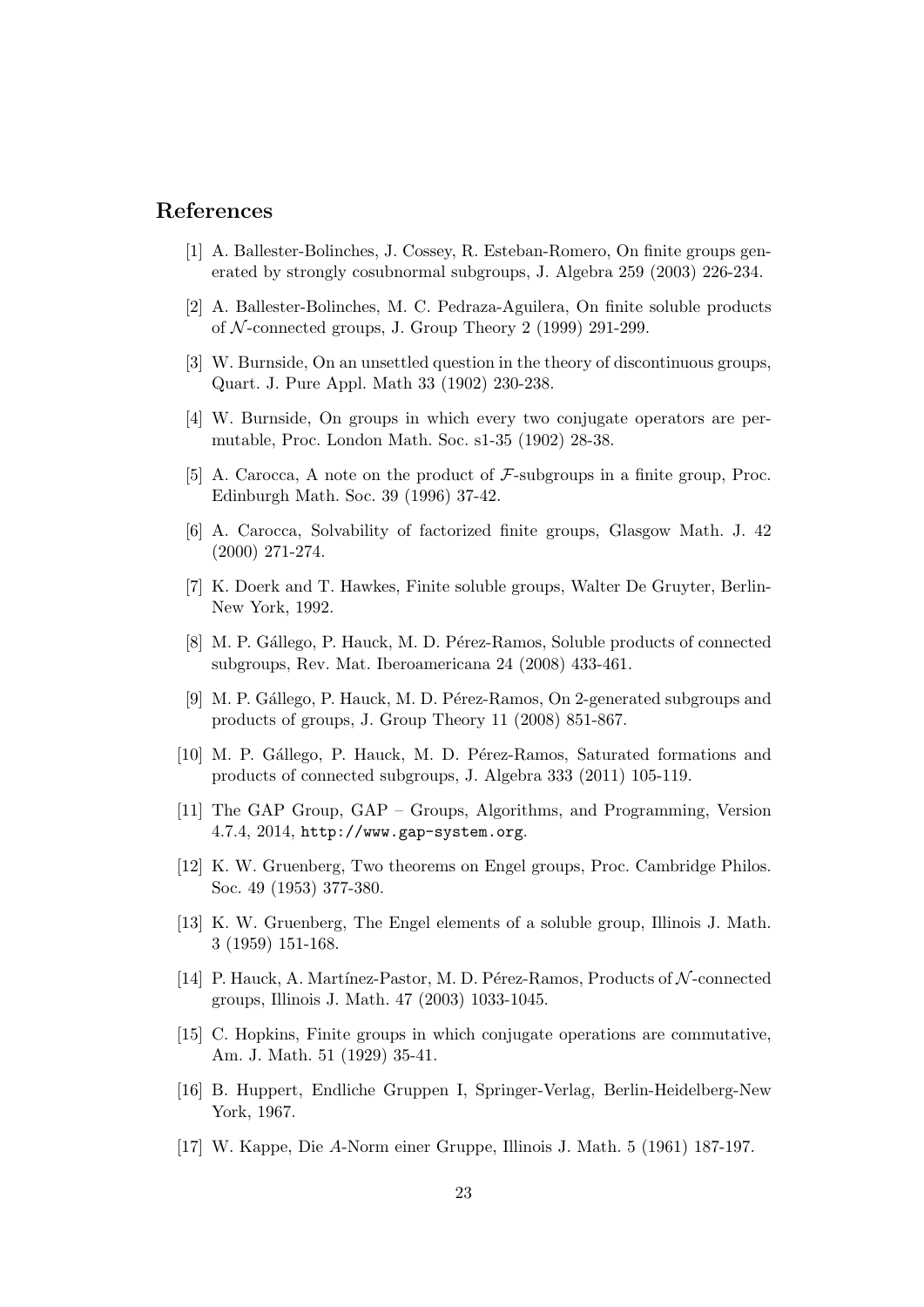## References

[1] A. Ballester-Bolinches, J. Cossey, R. Esteban-Romero, On finite groups generated by strongly cosubnormal subgroups, J. Algebra 259 (2003) 226-234.

[2] A. Ballester-Bolinches, M. C. Pedraza-Aguilera, On finite soluble products of $\mathcal{N}$-connected groups, J. Group Theory 2 (1999) 291-299.

[3] W. Burnside, On an unsettled question in the theory of discontinuous groups, Quart. J. Pure Appl. Math 33 (1902) 230-238.

[4] W. Burnside, On groups in which every two conjugate operators are permutable, Proc. London Math. Soc. s1-35 (1902) 28-38.

[5] A. Carocca, A note on the product of $\mathcal{F}$-subgroups in a finite group, Proc. Edinburgh Math. Soc. 39 (1996) 37-42.

[6] A. Carocca, Solvability of factorized finite groups, Glasgow Math. J. 42 (2000) 271-274.

[7] K. Doerk and T. Hawkes, Finite soluble groups, Walter De Gruyter, Berlin-New York, 1992.

[8] M. P. Gállego, P. Hauck, M. D. Pérez-Ramos, Soluble products of connected subgroups, Rev. Mat. Iberoamericana 24 (2008) 433-461.

[9] M. P. Gállego, P. Hauck, M. D. Pérez-Ramos, On 2-generated subgroups and products of groups, J. Group Theory 11 (2008) 851-867.

[10] M. P. Gállego, P. Hauck, M. D. Pérez-Ramos, Saturated formations and products of connected subgroups, J. Algebra 333 (2011) 105-119.

[11] The GAP Group, GAP – Groups, Algorithms, and Programming, Version 4.7.4, 2014, http://www.gap-system.org.

[12] K. W. Gruenberg, Two theorems on Engel groups, Proc. Cambridge Philos. Soc. 49 (1953) 377-380.

[13] K. W. Gruenberg, The Engel elements of a soluble group, Illinois J. Math. 3 (1959) 151-168.

[14] P. Hauck, A. Martínez-Pastor, M. D. Pérez-Ramos, Products of $\mathcal{N}$-connected groups, Illinois J. Math. 47 (2003) 1033-1045.

[15] C. Hopkins, Finite groups in which conjugate operations are commutative, Am. J. Math. 51 (1929) 35-41.

[16] B. Huppert, Endliche Gruppen I, Springer-Verlag, Berlin-Heidelberg-New York, 1967.

[17] W. Kappe, Die $A$-Norm einer Gruppe, Illinois J. Math. 5 (1961) 187-197.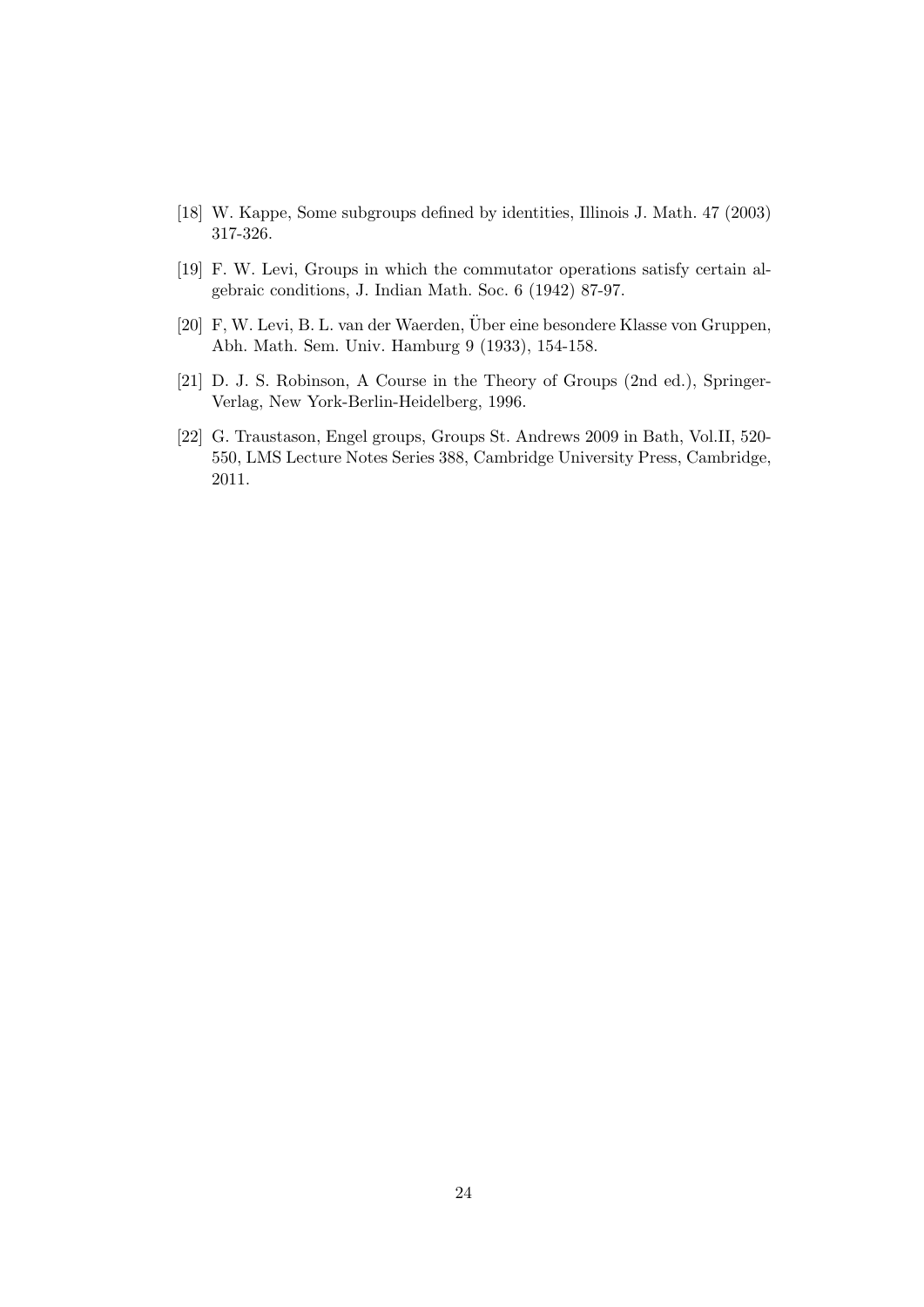[18] W. Kappe, Some subgroups defined by identities, Illinois J. Math. 47 (2003) 317-326.

[19] F. W. Levi, Groups in which the commutator operations satisfy certain algebraic conditions, J. Indian Math. Soc. 6 (1942) 87-97.

[20] F, W. Levi, B. L. van der Waerden, Über eine besondere Klasse von Gruppen, Abh. Math. Sem. Univ. Hamburg 9 (1933), 154-158.

[21] D. J. S. Robinson, A Course in the Theory of Groups (2nd ed.), Springer-Verlag, New York-Berlin-Heidelberg, 1996.

[22] G. Traustason, Engel groups, Groups St. Andrews 2009 in Bath, Vol.II, 520-550, LMS Lecture Notes Series 388, Cambridge University Press, Cambridge, 2011.